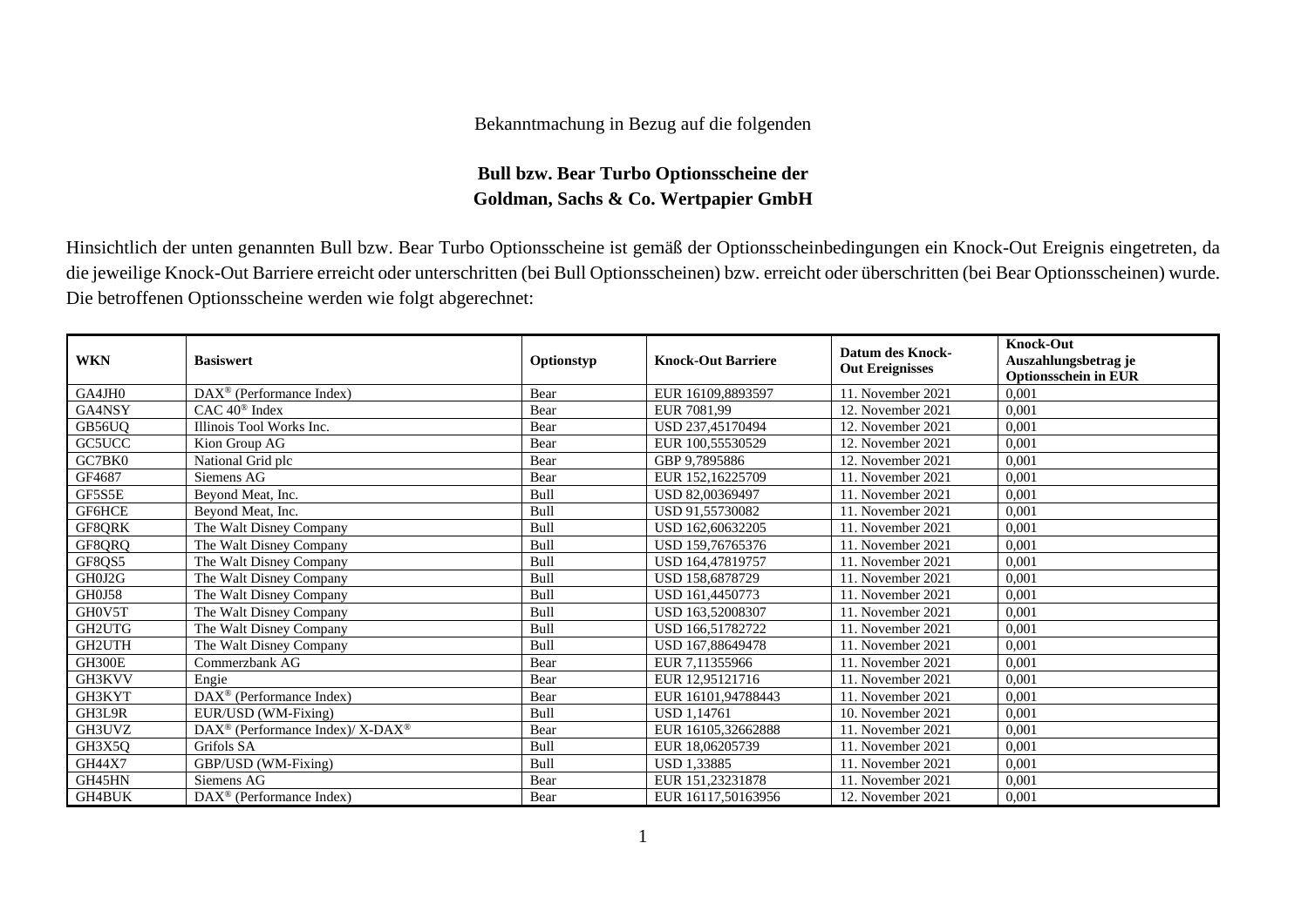Bekanntmachung in Bezug auf die folgenden

**Bull bzw. Bear Turbo Optionsscheine der**
**Goldman, Sachs & Co. Wertpapier GmbH**

Hinsichtlich der unten genannten Bull bzw. Bear Turbo Optionsscheine ist gemäß der Optionsscheinbedingungen ein Knock-Out Ereignis eingetreten, da die jeweilige Knock-Out Barriere erreicht oder unterschritten (bei Bull Optionsscheinen) bzw. erreicht oder überschritten (bei Bear Optionsscheinen) wurde. Die betroffenen Optionsscheine werden wie folgt abgerechnet:

| WKN | Basiswert | Optionstyp | Knock-Out Barriere | Datum des Knock-Out Ereignisses | Knock-Out Auszahlungsbetrag je Optionsschein in EUR |
|---|---|---|---|---|---|
| GA4JH0 | DAX® (Performance Index) | Bear | EUR 16109,8893597 | 11. November 2021 | 0,001 |
| GA4NSY | CAC 40® Index | Bear | EUR 7081,99 | 12. November 2021 | 0,001 |
| GB56UQ | Illinois Tool Works Inc. | Bear | USD 237,45170494 | 12. November 2021 | 0,001 |
| GC5UCC | Kion Group AG | Bear | EUR 100,55530529 | 12. November 2021 | 0,001 |
| GC7BK0 | National Grid plc | Bear | GBP 9,7895886 | 12. November 2021 | 0,001 |
| GF4687 | Siemens AG | Bear | EUR 152,16225709 | 11. November 2021 | 0,001 |
| GF5S5E | Beyond Meat, Inc. | Bull | USD 82,00369497 | 11. November 2021 | 0,001 |
| GF6HCE | Beyond Meat, Inc. | Bull | USD 91,55730082 | 11. November 2021 | 0,001 |
| GF8QRK | The Walt Disney Company | Bull | USD 162,60632205 | 11. November 2021 | 0,001 |
| GF8QRQ | The Walt Disney Company | Bull | USD 159,76765376 | 11. November 2021 | 0,001 |
| GF8QS5 | The Walt Disney Company | Bull | USD 164,47819757 | 11. November 2021 | 0,001 |
| GH0J2G | The Walt Disney Company | Bull | USD 158,6878729 | 11. November 2021 | 0,001 |
| GH0J58 | The Walt Disney Company | Bull | USD 161,4450773 | 11. November 2021 | 0,001 |
| GH0V5T | The Walt Disney Company | Bull | USD 163,52008307 | 11. November 2021 | 0,001 |
| GH2UTG | The Walt Disney Company | Bull | USD 166,51782722 | 11. November 2021 | 0,001 |
| GH2UTH | The Walt Disney Company | Bull | USD 167,88649478 | 11. November 2021 | 0,001 |
| GH300E | Commerzbank AG | Bear | EUR 7,11355966 | 11. November 2021 | 0,001 |
| GH3KVV | Engie | Bear | EUR 12,95121716 | 11. November 2021 | 0,001 |
| GH3KYT | DAX® (Performance Index) | Bear | EUR 16101,94788443 | 11. November 2021 | 0,001 |
| GH3L9R | EUR/USD (WM-Fixing) | Bull | USD 1,14761 | 10. November 2021 | 0,001 |
| GH3UVZ | DAX® (Performance Index)/ X-DAX® | Bear | EUR 16105,32662888 | 11. November 2021 | 0,001 |
| GH3X5Q | Grifols SA | Bull | EUR 18,06205739 | 11. November 2021 | 0,001 |
| GH44X7 | GBP/USD (WM-Fixing) | Bull | USD 1,33885 | 11. November 2021 | 0,001 |
| GH45HN | Siemens AG | Bear | EUR 151,23231878 | 11. November 2021 | 0,001 |
| GH4BUK | DAX® (Performance Index) | Bear | EUR 16117,50163956 | 12. November 2021 | 0,001 |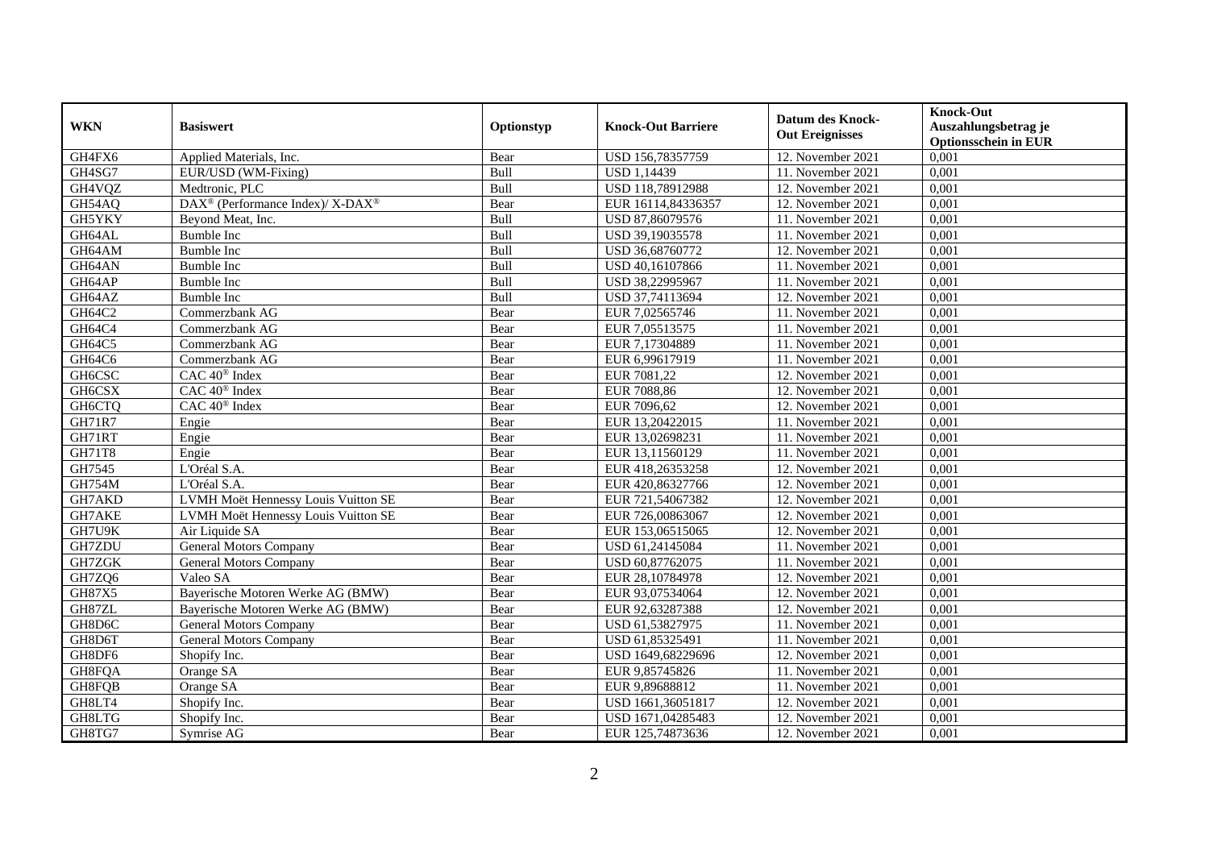| WKN | Basiswert | Optionstyp | Knock-Out Barriere | Datum des Knock-Out Ereignisses | Knock-Out Auszahlungsbetrag je Optionsschein in EUR |
|---|---|---|---|---|---|
| GH4FX6 | Applied Materials, Inc. | Bear | USD 156,78357759 | 12. November 2021 | 0,001 |
| GH4SG7 | EUR/USD (WM-Fixing) | Bull | USD 1,14439 | 11. November 2021 | 0,001 |
| GH4VQZ | Medtronic, PLC | Bull | USD 118,78912988 | 12. November 2021 | 0,001 |
| GH54AQ | DAX® (Performance Index)/ X-DAX® | Bear | EUR 16114,84336357 | 12. November 2021 | 0,001 |
| GH5YKY | Beyond Meat, Inc. | Bull | USD 87,86079576 | 11. November 2021 | 0,001 |
| GH64AL | Bumble Inc | Bull | USD 39,19035578 | 11. November 2021 | 0,001 |
| GH64AM | Bumble Inc | Bull | USD 36,68760772 | 12. November 2021 | 0,001 |
| GH64AN | Bumble Inc | Bull | USD 40,16107866 | 11. November 2021 | 0,001 |
| GH64AP | Bumble Inc | Bull | USD 38,22995967 | 11. November 2021 | 0,001 |
| GH64AZ | Bumble Inc | Bull | USD 37,74113694 | 12. November 2021 | 0,001 |
| GH64C2 | Commerzbank AG | Bear | EUR 7,02565746 | 11. November 2021 | 0,001 |
| GH64C4 | Commerzbank AG | Bear | EUR 7,05513575 | 11. November 2021 | 0,001 |
| GH64C5 | Commerzbank AG | Bear | EUR 7,17304889 | 11. November 2021 | 0,001 |
| GH64C6 | Commerzbank AG | Bear | EUR 6,99617919 | 11. November 2021 | 0,001 |
| GH6CSC | CAC 40® Index | Bear | EUR 7081,22 | 12. November 2021 | 0,001 |
| GH6CSX | CAC 40® Index | Bear | EUR 7088,86 | 12. November 2021 | 0,001 |
| GH6CTQ | CAC 40® Index | Bear | EUR 7096,62 | 12. November 2021 | 0,001 |
| GH71R7 | Engie | Bear | EUR 13,20422015 | 11. November 2021 | 0,001 |
| GH71RT | Engie | Bear | EUR 13,02698231 | 11. November 2021 | 0,001 |
| GH71T8 | Engie | Bear | EUR 13,11560129 | 11. November 2021 | 0,001 |
| GH7545 | L'Oréal S.A. | Bear | EUR 418,26353258 | 12. November 2021 | 0,001 |
| GH754M | L'Oréal S.A. | Bear | EUR 420,86327766 | 12. November 2021 | 0,001 |
| GH7AKD | LVMH Moët Hennessy Louis Vuitton SE | Bear | EUR 721,54067382 | 12. November 2021 | 0,001 |
| GH7AKE | LVMH Moët Hennessy Louis Vuitton SE | Bear | EUR 726,00863067 | 12. November 2021 | 0,001 |
| GH7U9K | Air Liquide SA | Bear | EUR 153,06515065 | 12. November 2021 | 0,001 |
| GH7ZDU | General Motors Company | Bear | USD 61,24145084 | 11. November 2021 | 0,001 |
| GH7ZGK | General Motors Company | Bear | USD 60,87762075 | 11. November 2021 | 0,001 |
| GH7ZQ6 | Valeo SA | Bear | EUR 28,10784978 | 12. November 2021 | 0,001 |
| GH87X5 | Bayerische Motoren Werke AG (BMW) | Bear | EUR 93,07534064 | 12. November 2021 | 0,001 |
| GH87ZL | Bayerische Motoren Werke AG (BMW) | Bear | EUR 92,63287388 | 12. November 2021 | 0,001 |
| GH8D6C | General Motors Company | Bear | USD 61,53827975 | 11. November 2021 | 0,001 |
| GH8D6T | General Motors Company | Bear | USD 61,85325491 | 11. November 2021 | 0,001 |
| GH8DF6 | Shopify Inc. | Bear | USD 1649,68229696 | 12. November 2021 | 0,001 |
| GH8FQA | Orange SA | Bear | EUR 9,85745826 | 11. November 2021 | 0,001 |
| GH8FQB | Orange SA | Bear | EUR 9,89688812 | 11. November 2021 | 0,001 |
| GH8LT4 | Shopify Inc. | Bear | USD 1661,36051817 | 12. November 2021 | 0,001 |
| GH8LTG | Shopify Inc. | Bear | USD 1671,04285483 | 12. November 2021 | 0,001 |
| GH8TG7 | Symrise AG | Bear | EUR 125,74873636 | 12. November 2021 | 0,001 |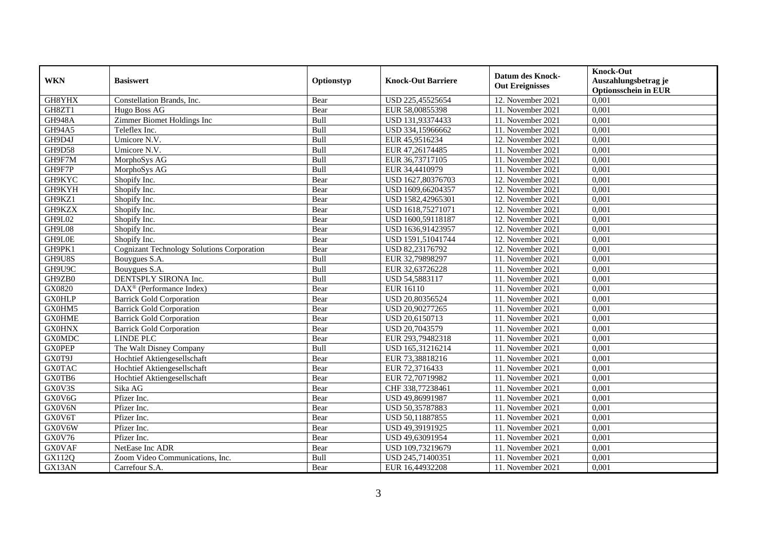| WKN | Basiswert | Optionstyp | Knock-Out Barriere | Datum des Knock-Out Ereignisses | Knock-Out Auszahlungsbetrag je Optionsschein in EUR |
|---|---|---|---|---|---|
| GH8YHX | Constellation Brands, Inc. | Bear | USD 225,45525654 | 12. November 2021 | 0,001 |
| GH8ZT1 | Hugo Boss AG | Bear | EUR 58,00855398 | 11. November 2021 | 0,001 |
| GH948A | Zimmer Biomet Holdings Inc | Bull | USD 131,93374433 | 11. November 2021 | 0,001 |
| GH94A5 | Teleflex Inc. | Bull | USD 334,15966662 | 11. November 2021 | 0,001 |
| GH9D4J | Umicore N.V. | Bull | EUR 45,9516234 | 12. November 2021 | 0,001 |
| GH9D58 | Umicore N.V. | Bull | EUR 47,26174485 | 11. November 2021 | 0,001 |
| GH9F7M | MorphoSys AG | Bull | EUR 36,73717105 | 11. November 2021 | 0,001 |
| GH9F7P | MorphoSys AG | Bull | EUR 34,4410979 | 11. November 2021 | 0,001 |
| GH9KYC | Shopify Inc. | Bear | USD 1627,80376703 | 12. November 2021 | 0,001 |
| GH9KYH | Shopify Inc. | Bear | USD 1609,66204357 | 12. November 2021 | 0,001 |
| GH9KZ1 | Shopify Inc. | Bear | USD 1582,42965301 | 12. November 2021 | 0,001 |
| GH9KZX | Shopify Inc. | Bear | USD 1618,75271071 | 12. November 2021 | 0,001 |
| GH9L02 | Shopify Inc. | Bear | USD 1600,59118187 | 12. November 2021 | 0,001 |
| GH9L08 | Shopify Inc. | Bear | USD 1636,91423957 | 12. November 2021 | 0,001 |
| GH9L0E | Shopify Inc. | Bear | USD 1591,51041744 | 12. November 2021 | 0,001 |
| GH9PK1 | Cognizant Technology Solutions Corporation | Bear | USD 82,23176792 | 12. November 2021 | 0,001 |
| GH9U8S | Bouygues S.A. | Bull | EUR 32,79898297 | 11. November 2021 | 0,001 |
| GH9U9C | Bouygues S.A. | Bull | EUR 32,63726228 | 11. November 2021 | 0,001 |
| GH9ZB0 | DENTSPLY SIRONA Inc. | Bull | USD 54,5883117 | 11. November 2021 | 0,001 |
| GX0820 | DAX® (Performance Index) | Bear | EUR 16110 | 11. November 2021 | 0,001 |
| GX0HLP | Barrick Gold Corporation | Bear | USD 20,80356524 | 11. November 2021 | 0,001 |
| GX0HM5 | Barrick Gold Corporation | Bear | USD 20,90277265 | 11. November 2021 | 0,001 |
| GX0HME | Barrick Gold Corporation | Bear | USD 20,6150713 | 11. November 2021 | 0,001 |
| GX0HNX | Barrick Gold Corporation | Bear | USD 20,7043579 | 11. November 2021 | 0,001 |
| GX0MDC | LINDE PLC | Bear | EUR 293,79482318 | 11. November 2021 | 0,001 |
| GX0PEP | The Walt Disney Company | Bull | USD 165,31216214 | 11. November 2021 | 0,001 |
| GX0T9J | Hochtief Aktiengesellschaft | Bear | EUR 73,38818216 | 11. November 2021 | 0,001 |
| GX0TAC | Hochtief Aktiengesellschaft | Bear | EUR 72,3716433 | 11. November 2021 | 0,001 |
| GX0TB6 | Hochtief Aktiengesellschaft | Bear | EUR 72,70719982 | 11. November 2021 | 0,001 |
| GX0V3S | Sika AG | Bear | CHF 338,77238461 | 11. November 2021 | 0,001 |
| GX0V6G | Pfizer Inc. | Bear | USD 49,86991987 | 11. November 2021 | 0,001 |
| GX0V6N | Pfizer Inc. | Bear | USD 50,35787883 | 11. November 2021 | 0,001 |
| GX0V6T | Pfizer Inc. | Bear | USD 50,11887855 | 11. November 2021 | 0,001 |
| GX0V6W | Pfizer Inc. | Bear | USD 49,39191925 | 11. November 2021 | 0,001 |
| GX0V76 | Pfizer Inc. | Bear | USD 49,63091954 | 11. November 2021 | 0,001 |
| GX0VAF | NetEase Inc ADR | Bear | USD 109,73219679 | 11. November 2021 | 0,001 |
| GX112Q | Zoom Video Communications, Inc. | Bull | USD 245,71400351 | 11. November 2021 | 0,001 |
| GX13AN | Carrefour S.A. | Bear | EUR 16,44932208 | 11. November 2021 | 0,001 |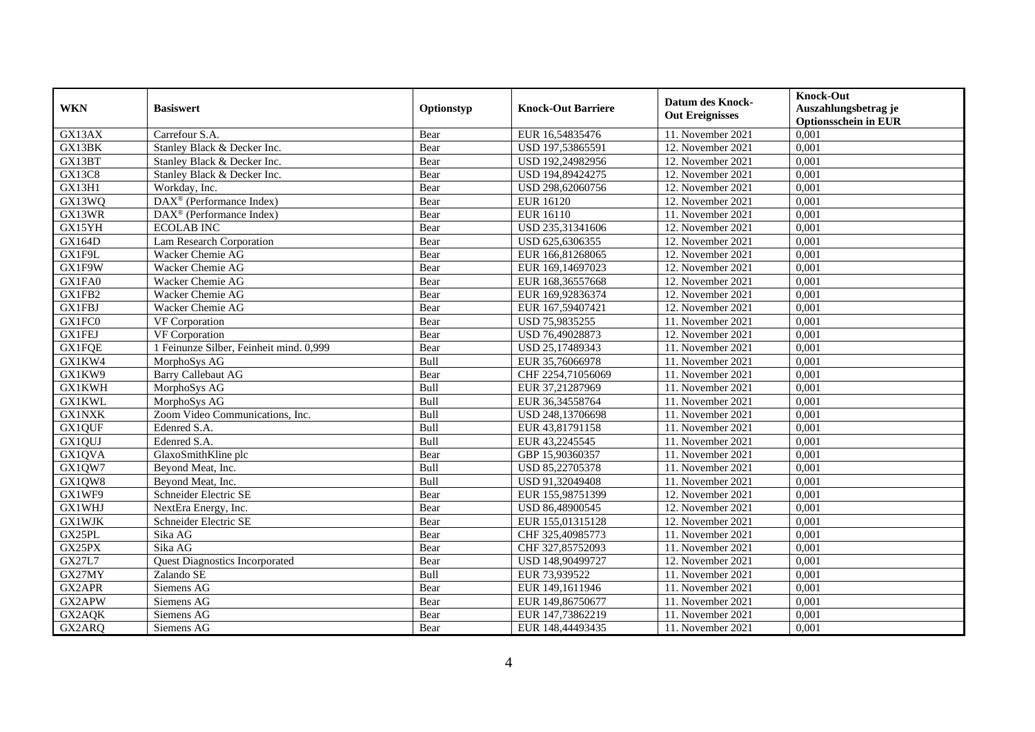| WKN | Basiswert | Optionstyp | Knock-Out Barriere | Datum des Knock-Out Ereignisses | Knock-Out Auszahlungsbetrag je Optionsschein in EUR |
|---|---|---|---|---|---|
| GX13AX | Carrefour S.A. | Bear | EUR 16,54835476 | 11. November 2021 | 0,001 |
| GX13BK | Stanley Black & Decker Inc. | Bear | USD 197,53865591 | 12. November 2021 | 0,001 |
| GX13BT | Stanley Black & Decker Inc. | Bear | USD 192,24982956 | 12. November 2021 | 0,001 |
| GX13C8 | Stanley Black & Decker Inc. | Bear | USD 194,89424275 | 12. November 2021 | 0,001 |
| GX13H1 | Workday, Inc. | Bear | USD 298,62060756 | 12. November 2021 | 0,001 |
| GX13WQ | DAX® (Performance Index) | Bear | EUR 16120 | 12. November 2021 | 0,001 |
| GX13WR | DAX® (Performance Index) | Bear | EUR 16110 | 11. November 2021 | 0,001 |
| GX15YH | ECOLAB INC | Bear | USD 235,31341606 | 12. November 2021 | 0,001 |
| GX164D | Lam Research Corporation | Bear | USD 625,6306355 | 12. November 2021 | 0,001 |
| GX1F9L | Wacker Chemie AG | Bear | EUR 166,81268065 | 12. November 2021 | 0,001 |
| GX1F9W | Wacker Chemie AG | Bear | EUR 169,14697023 | 12. November 2021 | 0,001 |
| GX1FA0 | Wacker Chemie AG | Bear | EUR 168,36557668 | 12. November 2021 | 0,001 |
| GX1FB2 | Wacker Chemie AG | Bear | EUR 169,92836374 | 12. November 2021 | 0,001 |
| GX1FBJ | Wacker Chemie AG | Bear | EUR 167,59407421 | 12. November 2021 | 0,001 |
| GX1FC0 | VF Corporation | Bear | USD 75,9835255 | 11. November 2021 | 0,001 |
| GX1FEJ | VF Corporation | Bear | USD 76,49028873 | 12. November 2021 | 0,001 |
| GX1FQE | 1 Feinunze Silber, Feinheit mind. 0,999 | Bear | USD 25,17489343 | 11. November 2021 | 0,001 |
| GX1KW4 | MorphoSys AG | Bull | EUR 35,76066978 | 11. November 2021 | 0,001 |
| GX1KW9 | Barry Callebaut AG | Bear | CHF 2254,71056069 | 11. November 2021 | 0,001 |
| GX1KWH | MorphoSys AG | Bull | EUR 37,21287969 | 11. November 2021 | 0,001 |
| GX1KWL | MorphoSys AG | Bull | EUR 36,34558764 | 11. November 2021 | 0,001 |
| GX1NXK | Zoom Video Communications, Inc. | Bull | USD 248,13706698 | 11. November 2021 | 0,001 |
| GX1QUF | Edenred S.A. | Bull | EUR 43,81791158 | 11. November 2021 | 0,001 |
| GX1QUJ | Edenred S.A. | Bull | EUR 43,2245545 | 11. November 2021 | 0,001 |
| GX1QVA | GlaxoSmithKline plc | Bear | GBP 15,90360357 | 11. November 2021 | 0,001 |
| GX1QW7 | Beyond Meat, Inc. | Bull | USD 85,22705378 | 11. November 2021 | 0,001 |
| GX1QW8 | Beyond Meat, Inc. | Bull | USD 91,32049408 | 11. November 2021 | 0,001 |
| GX1WF9 | Schneider Electric SE | Bear | EUR 155,98751399 | 12. November 2021 | 0,001 |
| GX1WHJ | NextEra Energy, Inc. | Bear | USD 86,48900545 | 12. November 2021 | 0,001 |
| GX1WJK | Schneider Electric SE | Bear | EUR 155,01315128 | 12. November 2021 | 0,001 |
| GX25PL | Sika AG | Bear | CHF 325,40985773 | 11. November 2021 | 0,001 |
| GX25PX | Sika AG | Bear | CHF 327,85752093 | 11. November 2021 | 0,001 |
| GX27L7 | Quest Diagnostics Incorporated | Bear | USD 148,90499727 | 12. November 2021 | 0,001 |
| GX27MY | Zalando SE | Bull | EUR 73,939522 | 11. November 2021 | 0,001 |
| GX2APR | Siemens AG | Bear | EUR 149,1611946 | 11. November 2021 | 0,001 |
| GX2APW | Siemens AG | Bear | EUR 149,86750677 | 11. November 2021 | 0,001 |
| GX2AQK | Siemens AG | Bear | EUR 147,73862219 | 11. November 2021 | 0,001 |
| GX2ARQ | Siemens AG | Bear | EUR 148,44493435 | 11. November 2021 | 0,001 |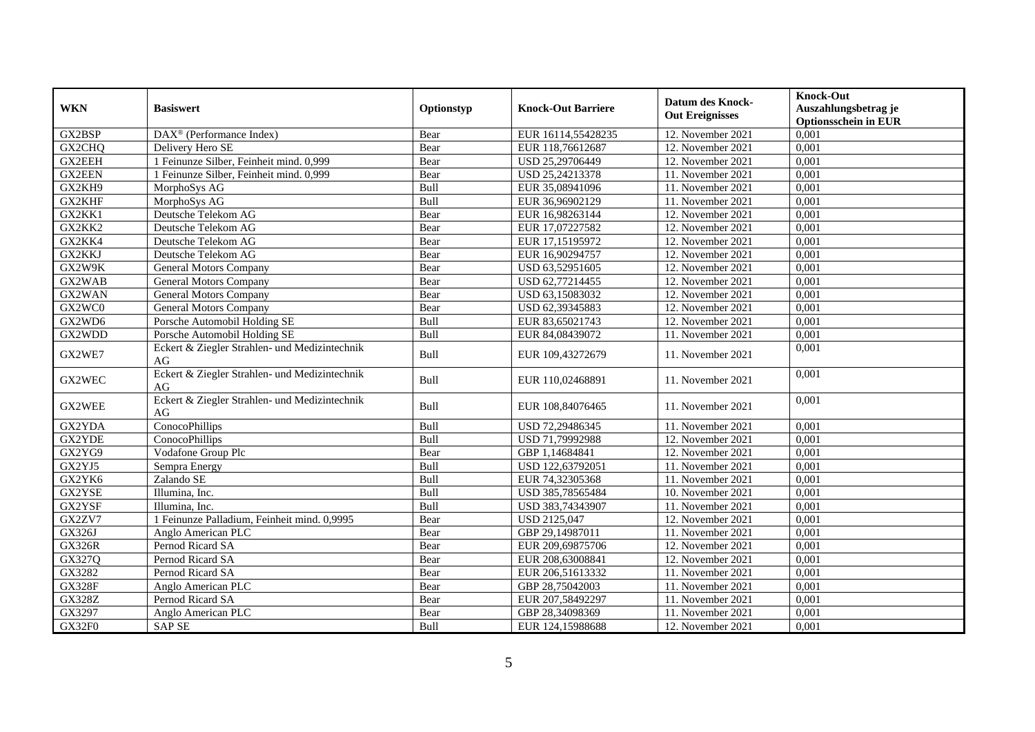| WKN | Basiswert | Optionstyp | Knock-Out Barriere | Datum des Knock-Out Ereignisses | Knock-Out Auszahlungsbetrag je Optionsschein in EUR |
| --- | --- | --- | --- | --- | --- |
| GX2BSP | DAX® (Performance Index) | Bear | EUR 16114,55428235 | 12. November 2021 | 0,001 |
| GX2CHQ | Delivery Hero SE | Bear | EUR 118,76612687 | 12. November 2021 | 0,001 |
| GX2EEH | 1 Feinunze Silber, Feinheit mind. 0,999 | Bear | USD 25,29706449 | 12. November 2021 | 0,001 |
| GX2EEN | 1 Feinunze Silber, Feinheit mind. 0,999 | Bear | USD 25,24213378 | 11. November 2021 | 0,001 |
| GX2KH9 | MorphoSys AG | Bull | EUR 35,08941096 | 11. November 2021 | 0,001 |
| GX2KHF | MorphoSys AG | Bull | EUR 36,96902129 | 11. November 2021 | 0,001 |
| GX2KK1 | Deutsche Telekom AG | Bear | EUR 16,98263144 | 12. November 2021 | 0,001 |
| GX2KK2 | Deutsche Telekom AG | Bear | EUR 17,07227582 | 12. November 2021 | 0,001 |
| GX2KK4 | Deutsche Telekom AG | Bear | EUR 17,15195972 | 12. November 2021 | 0,001 |
| GX2KKJ | Deutsche Telekom AG | Bear | EUR 16,90294757 | 12. November 2021 | 0,001 |
| GX2W9K | General Motors Company | Bear | USD 63,52951605 | 12. November 2021 | 0,001 |
| GX2WAB | General Motors Company | Bear | USD 62,77214455 | 12. November 2021 | 0,001 |
| GX2WAN | General Motors Company | Bear | USD 63,15083032 | 12. November 2021 | 0,001 |
| GX2WC0 | General Motors Company | Bear | USD 62,39345883 | 12. November 2021 | 0,001 |
| GX2WD6 | Porsche Automobil Holding SE | Bull | EUR 83,65021743 | 12. November 2021 | 0,001 |
| GX2WDD | Porsche Automobil Holding SE | Bull | EUR 84,08439072 | 11. November 2021 | 0,001 |
| GX2WE7 | Eckert & Ziegler Strahlen- und Medizintechnik AG | Bull | EUR 109,43272679 | 11. November 2021 | 0,001 |
| GX2WEC | Eckert & Ziegler Strahlen- und Medizintechnik AG | Bull | EUR 110,02468891 | 11. November 2021 | 0,001 |
| GX2WEE | Eckert & Ziegler Strahlen- und Medizintechnik AG | Bull | EUR 108,84076465 | 11. November 2021 | 0,001 |
| GX2YDA | ConocoPhillips | Bull | USD 72,29486345 | 11. November 2021 | 0,001 |
| GX2YDE | ConocoPhillips | Bull | USD 71,79992988 | 12. November 2021 | 0,001 |
| GX2YG9 | Vodafone Group Plc | Bear | GBP 1,14684841 | 12. November 2021 | 0,001 |
| GX2YJ5 | Sempra Energy | Bull | USD 122,63792051 | 11. November 2021 | 0,001 |
| GX2YK6 | Zalando SE | Bull | EUR 74,32305368 | 11. November 2021 | 0,001 |
| GX2YSE | Illumina, Inc. | Bull | USD 385,78565484 | 10. November 2021 | 0,001 |
| GX2YSF | Illumina, Inc. | Bull | USD 383,74343907 | 11. November 2021 | 0,001 |
| GX2ZV7 | 1 Feinunze Palladium, Feinheit mind. 0,9995 | Bear | USD 2125,047 | 12. November 2021 | 0,001 |
| GX326J | Anglo American PLC | Bear | GBP 29,14987011 | 11. November 2021 | 0,001 |
| GX326R | Pernod Ricard SA | Bear | EUR 209,69875706 | 12. November 2021 | 0,001 |
| GX327Q | Pernod Ricard SA | Bear | EUR 208,63008841 | 12. November 2021 | 0,001 |
| GX3282 | Pernod Ricard SA | Bear | EUR 206,51613332 | 11. November 2021 | 0,001 |
| GX328F | Anglo American PLC | Bear | GBP 28,75042003 | 11. November 2021 | 0,001 |
| GX328Z | Pernod Ricard SA | Bear | EUR 207,58492297 | 11. November 2021 | 0,001 |
| GX3297 | Anglo American PLC | Bear | GBP 28,34098369 | 11. November 2021 | 0,001 |
| GX32F0 | SAP SE | Bull | EUR 124,15988688 | 12. November 2021 | 0,001 |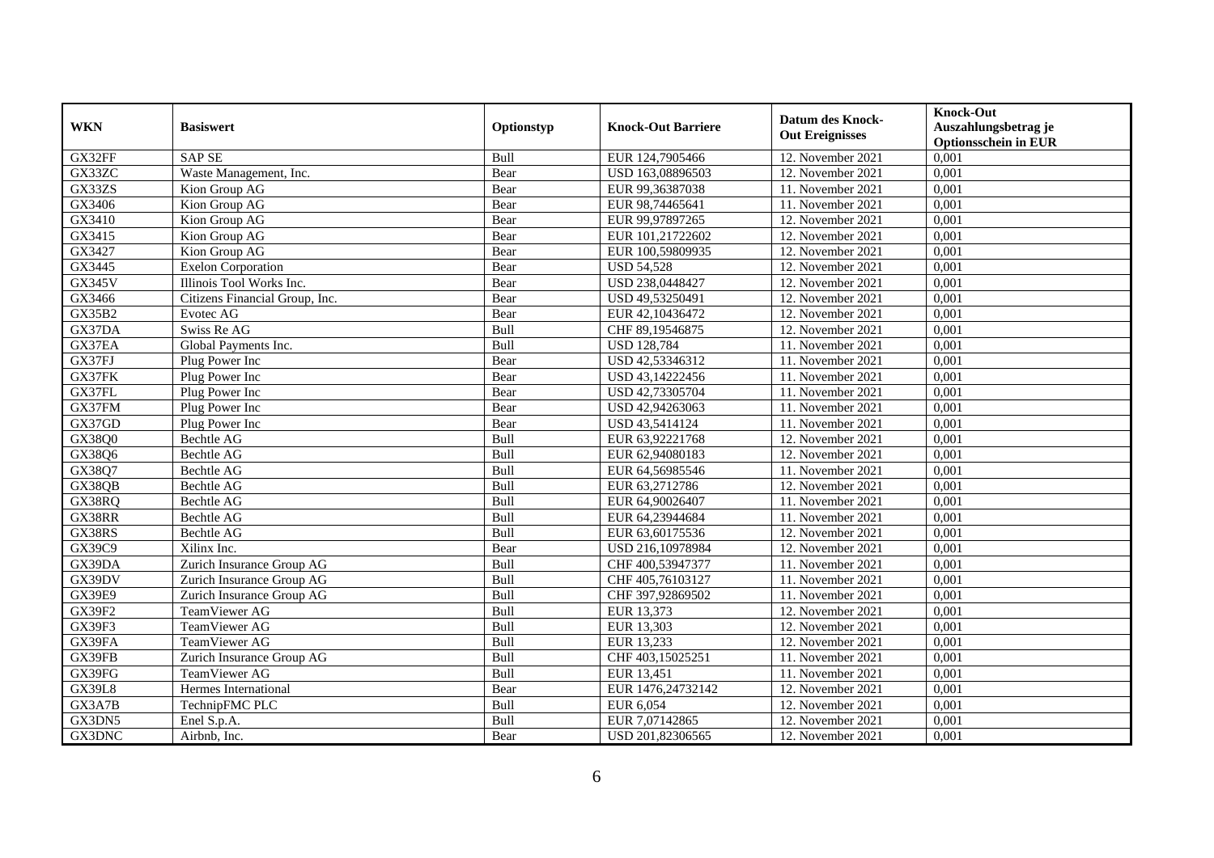| WKN | Basiswert | Optionstyp | Knock-Out Barriere | Datum des Knock-Out Ereignisses | Knock-Out Auszahlungsbetrag je Optionsschein in EUR |
|---|---|---|---|---|---|
| GX32FF | SAP SE | Bull | EUR 124,7905466 | 12. November 2021 | 0,001 |
| GX33ZC | Waste Management, Inc. | Bear | USD 163,08896503 | 12. November 2021 | 0,001 |
| GX33ZS | Kion Group AG | Bear | EUR 99,36387038 | 11. November 2021 | 0,001 |
| GX3406 | Kion Group AG | Bear | EUR 98,74465641 | 11. November 2021 | 0,001 |
| GX3410 | Kion Group AG | Bear | EUR 99,97897265 | 12. November 2021 | 0,001 |
| GX3415 | Kion Group AG | Bear | EUR 101,21722602 | 12. November 2021 | 0,001 |
| GX3427 | Kion Group AG | Bear | EUR 100,59809935 | 12. November 2021 | 0,001 |
| GX3445 | Exelon Corporation | Bear | USD 54,528 | 12. November 2021 | 0,001 |
| GX345V | Illinois Tool Works Inc. | Bear | USD 238,0448427 | 12. November 2021 | 0,001 |
| GX3466 | Citizens Financial Group, Inc. | Bear | USD 49,53250491 | 12. November 2021 | 0,001 |
| GX35B2 | Evotec AG | Bear | EUR 42,10436472 | 12. November 2021 | 0,001 |
| GX37DA | Swiss Re AG | Bull | CHF 89,19546875 | 12. November 2021 | 0,001 |
| GX37EA | Global Payments Inc. | Bull | USD 128,784 | 11. November 2021 | 0,001 |
| GX37FJ | Plug Power Inc | Bear | USD 42,53346312 | 11. November 2021 | 0,001 |
| GX37FK | Plug Power Inc | Bear | USD 43,14222456 | 11. November 2021 | 0,001 |
| GX37FL | Plug Power Inc | Bear | USD 42,73305704 | 11. November 2021 | 0,001 |
| GX37FM | Plug Power Inc | Bear | USD 42,94263063 | 11. November 2021 | 0,001 |
| GX37GD | Plug Power Inc | Bear | USD 43,5414124 | 11. November 2021 | 0,001 |
| GX38Q0 | Bechtle AG | Bull | EUR 63,92221768 | 12. November 2021 | 0,001 |
| GX38Q6 | Bechtle AG | Bull | EUR 62,94080183 | 12. November 2021 | 0,001 |
| GX38Q7 | Bechtle AG | Bull | EUR 64,56985546 | 11. November 2021 | 0,001 |
| GX38QB | Bechtle AG | Bull | EUR 63,2712786 | 12. November 2021 | 0,001 |
| GX38RQ | Bechtle AG | Bull | EUR 64,90026407 | 11. November 2021 | 0,001 |
| GX38RR | Bechtle AG | Bull | EUR 64,23944684 | 11. November 2021 | 0,001 |
| GX38RS | Bechtle AG | Bull | EUR 63,60175536 | 12. November 2021 | 0,001 |
| GX39C9 | Xilinx Inc. | Bear | USD 216,10978984 | 12. November 2021 | 0,001 |
| GX39DA | Zurich Insurance Group AG | Bull | CHF 400,53947377 | 11. November 2021 | 0,001 |
| GX39DV | Zurich Insurance Group AG | Bull | CHF 405,76103127 | 11. November 2021 | 0,001 |
| GX39E9 | Zurich Insurance Group AG | Bull | CHF 397,92869502 | 11. November 2021 | 0,001 |
| GX39F2 | TeamViewer AG | Bull | EUR 13,373 | 12. November 2021 | 0,001 |
| GX39F3 | TeamViewer AG | Bull | EUR 13,303 | 12. November 2021 | 0,001 |
| GX39FA | TeamViewer AG | Bull | EUR 13,233 | 12. November 2021 | 0,001 |
| GX39FB | Zurich Insurance Group AG | Bull | CHF 403,15025251 | 11. November 2021 | 0,001 |
| GX39FG | TeamViewer AG | Bull | EUR 13,451 | 11. November 2021 | 0,001 |
| GX39L8 | Hermes International | Bear | EUR 1476,24732142 | 12. November 2021 | 0,001 |
| GX3A7B | TechnipFMC PLC | Bull | EUR 6,054 | 12. November 2021 | 0,001 |
| GX3DN5 | Enel S.p.A. | Bull | EUR 7,07142865 | 12. November 2021 | 0,001 |
| GX3DNC | Airbnb, Inc. | Bear | USD 201,82306565 | 12. November 2021 | 0,001 |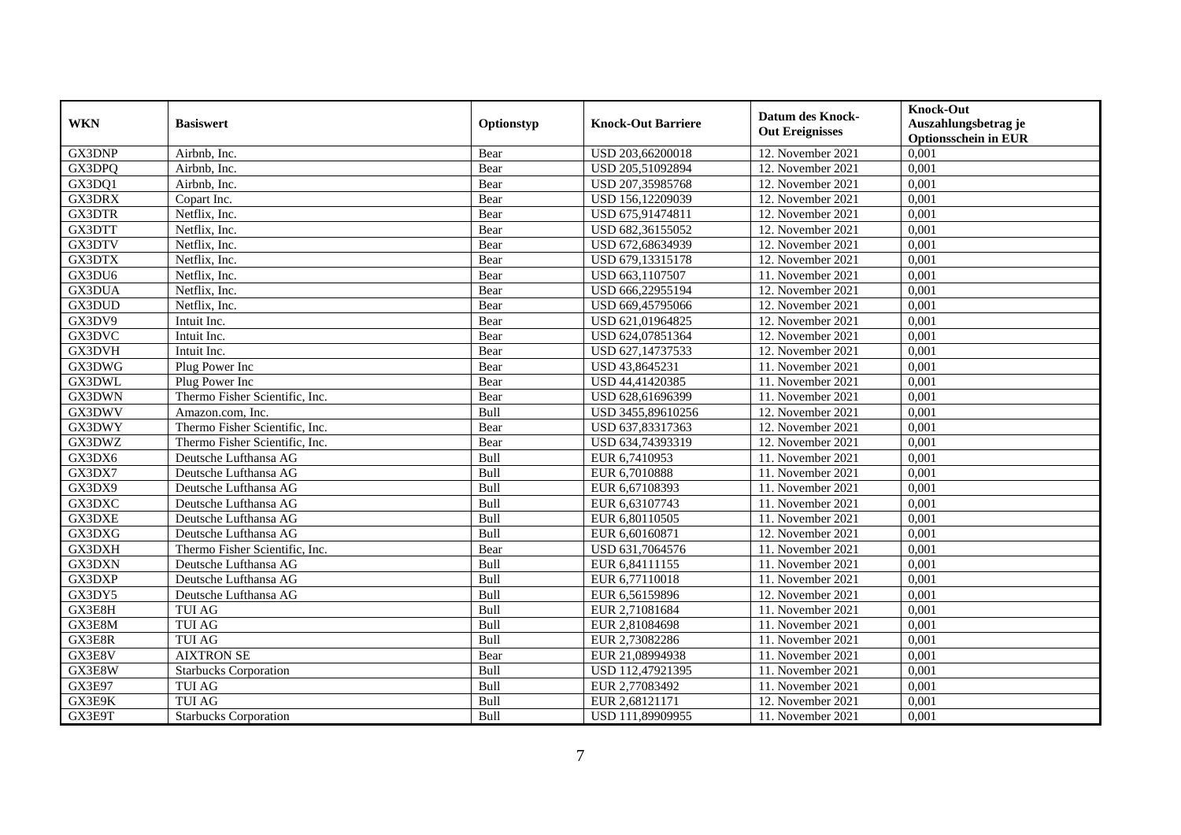| WKN | Basiswert | Optionstyp | Knock-Out Barriere | Datum des Knock-Out Ereignisses | Knock-Out Auszahlungsbetrag je Optionsschein in EUR |
|---|---|---|---|---|---|
| GX3DNP | Airbnb, Inc. | Bear | USD 203,66200018 | 12. November 2021 | 0,001 |
| GX3DPQ | Airbnb, Inc. | Bear | USD 205,51092894 | 12. November 2021 | 0,001 |
| GX3DQ1 | Airbnb, Inc. | Bear | USD 207,35985768 | 12. November 2021 | 0,001 |
| GX3DRX | Copart Inc. | Bear | USD 156,12209039 | 12. November 2021 | 0,001 |
| GX3DTR | Netflix, Inc. | Bear | USD 675,91474811 | 12. November 2021 | 0,001 |
| GX3DTT | Netflix, Inc. | Bear | USD 682,36155052 | 12. November 2021 | 0,001 |
| GX3DTV | Netflix, Inc. | Bear | USD 672,68634939 | 12. November 2021 | 0,001 |
| GX3DTX | Netflix, Inc. | Bear | USD 679,13315178 | 12. November 2021 | 0,001 |
| GX3DU6 | Netflix, Inc. | Bear | USD 663,1107507 | 11. November 2021 | 0,001 |
| GX3DUA | Netflix, Inc. | Bear | USD 666,22955194 | 12. November 2021 | 0,001 |
| GX3DUD | Netflix, Inc. | Bear | USD 669,45795066 | 12. November 2021 | 0,001 |
| GX3DV9 | Intuit Inc. | Bear | USD 621,01964825 | 12. November 2021 | 0,001 |
| GX3DVC | Intuit Inc. | Bear | USD 624,07851364 | 12. November 2021 | 0,001 |
| GX3DVH | Intuit Inc. | Bear | USD 627,14737533 | 12. November 2021 | 0,001 |
| GX3DWG | Plug Power Inc | Bear | USD 43,8645231 | 11. November 2021 | 0,001 |
| GX3DWL | Plug Power Inc | Bear | USD 44,41420385 | 11. November 2021 | 0,001 |
| GX3DWN | Thermo Fisher Scientific, Inc. | Bear | USD 628,61696399 | 11. November 2021 | 0,001 |
| GX3DWV | Amazon.com, Inc. | Bull | USD 3455,89610256 | 12. November 2021 | 0,001 |
| GX3DWY | Thermo Fisher Scientific, Inc. | Bear | USD 637,83317363 | 12. November 2021 | 0,001 |
| GX3DWZ | Thermo Fisher Scientific, Inc. | Bear | USD 634,74393319 | 12. November 2021 | 0,001 |
| GX3DX6 | Deutsche Lufthansa AG | Bull | EUR 6,7410953 | 11. November 2021 | 0,001 |
| GX3DX7 | Deutsche Lufthansa AG | Bull | EUR 6,7010888 | 11. November 2021 | 0,001 |
| GX3DX9 | Deutsche Lufthansa AG | Bull | EUR 6,67108393 | 11. November 2021 | 0,001 |
| GX3DXC | Deutsche Lufthansa AG | Bull | EUR 6,63107743 | 11. November 2021 | 0,001 |
| GX3DXE | Deutsche Lufthansa AG | Bull | EUR 6,80110505 | 11. November 2021 | 0,001 |
| GX3DXG | Deutsche Lufthansa AG | Bull | EUR 6,60160871 | 12. November 2021 | 0,001 |
| GX3DXH | Thermo Fisher Scientific, Inc. | Bear | USD 631,7064576 | 11. November 2021 | 0,001 |
| GX3DXN | Deutsche Lufthansa AG | Bull | EUR 6,84111155 | 11. November 2021 | 0,001 |
| GX3DXP | Deutsche Lufthansa AG | Bull | EUR 6,77110018 | 11. November 2021 | 0,001 |
| GX3DY5 | Deutsche Lufthansa AG | Bull | EUR 6,56159896 | 12. November 2021 | 0,001 |
| GX3E8H | TUI AG | Bull | EUR 2,71081684 | 11. November 2021 | 0,001 |
| GX3E8M | TUI AG | Bull | EUR 2,81084698 | 11. November 2021 | 0,001 |
| GX3E8R | TUI AG | Bull | EUR 2,73082286 | 11. November 2021 | 0,001 |
| GX3E8V | AIXTRON SE | Bear | EUR 21,08994938 | 11. November 2021 | 0,001 |
| GX3E8W | Starbucks Corporation | Bull | USD 112,47921395 | 11. November 2021 | 0,001 |
| GX3E97 | TUI AG | Bull | EUR 2,77083492 | 11. November 2021 | 0,001 |
| GX3E9K | TUI AG | Bull | EUR 2,68121171 | 12. November 2021 | 0,001 |
| GX3E9T | Starbucks Corporation | Bull | USD 111,89909955 | 11. November 2021 | 0,001 |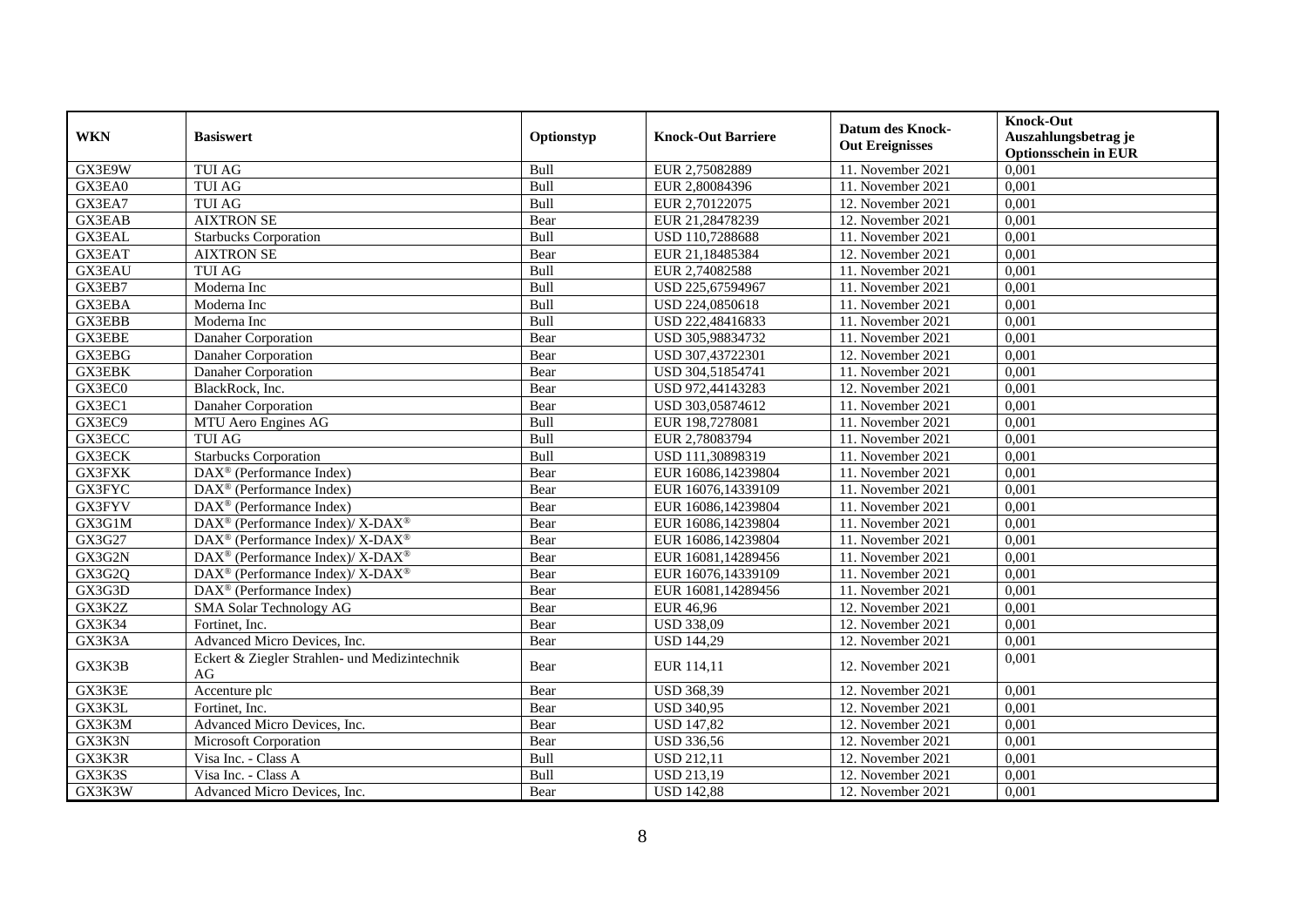| WKN | Basiswert | Optionstyp | Knock-Out Barriere | Datum des Knock-Out Ereignisses | Knock-Out Auszahlungsbetrag je Optionsschein in EUR |
|---|---|---|---|---|---|
| GX3E9W | TUI AG | Bull | EUR 2,75082889 | 11. November 2021 | 0,001 |
| GX3EA0 | TUI AG | Bull | EUR 2,80084396 | 11. November 2021 | 0,001 |
| GX3EA7 | TUI AG | Bull | EUR 2,70122075 | 12. November 2021 | 0,001 |
| GX3EAB | AIXTRON SE | Bear | EUR 21,28478239 | 12. November 2021 | 0,001 |
| GX3EAL | Starbucks Corporation | Bull | USD 110,7288688 | 11. November 2021 | 0,001 |
| GX3EAT | AIXTRON SE | Bear | EUR 21,18485384 | 12. November 2021 | 0,001 |
| GX3EAU | TUI AG | Bull | EUR 2,74082588 | 11. November 2021 | 0,001 |
| GX3EB7 | Moderna Inc | Bull | USD 225,67594967 | 11. November 2021 | 0,001 |
| GX3EBA | Moderna Inc | Bull | USD 224,0850618 | 11. November 2021 | 0,001 |
| GX3EBB | Moderna Inc | Bull | USD 222,48416833 | 11. November 2021 | 0,001 |
| GX3EBE | Danaher Corporation | Bear | USD 305,98834732 | 11. November 2021 | 0,001 |
| GX3EBG | Danaher Corporation | Bear | USD 307,43722301 | 12. November 2021 | 0,001 |
| GX3EBK | Danaher Corporation | Bear | USD 304,51854741 | 11. November 2021 | 0,001 |
| GX3EC0 | BlackRock, Inc. | Bear | USD 972,44143283 | 12. November 2021 | 0,001 |
| GX3EC1 | Danaher Corporation | Bear | USD 303,05874612 | 11. November 2021 | 0,001 |
| GX3EC9 | MTU Aero Engines AG | Bull | EUR 198,7278081 | 11. November 2021 | 0,001 |
| GX3ECC | TUI AG | Bull | EUR 2,78083794 | 11. November 2021 | 0,001 |
| GX3ECK | Starbucks Corporation | Bull | USD 111,30898319 | 11. November 2021 | 0,001 |
| GX3FXK | DAX® (Performance Index) | Bear | EUR 16086,14239804 | 11. November 2021 | 0,001 |
| GX3FYC | DAX® (Performance Index) | Bear | EUR 16076,14339109 | 11. November 2021 | 0,001 |
| GX3FYV | DAX® (Performance Index) | Bear | EUR 16086,14239804 | 11. November 2021 | 0,001 |
| GX3G1M | DAX® (Performance Index)/ X-DAX® | Bear | EUR 16086,14239804 | 11. November 2021 | 0,001 |
| GX3G27 | DAX® (Performance Index)/ X-DAX® | Bear | EUR 16086,14239804 | 11. November 2021 | 0,001 |
| GX3G2N | DAX® (Performance Index)/ X-DAX® | Bear | EUR 16081,14289456 | 11. November 2021 | 0,001 |
| GX3G2Q | DAX® (Performance Index)/ X-DAX® | Bear | EUR 16076,14339109 | 11. November 2021 | 0,001 |
| GX3G3D | DAX® (Performance Index) | Bear | EUR 16081,14289456 | 11. November 2021 | 0,001 |
| GX3K2Z | SMA Solar Technology AG | Bear | EUR 46,96 | 12. November 2021 | 0,001 |
| GX3K34 | Fortinet, Inc. | Bear | USD 338,09 | 12. November 2021 | 0,001 |
| GX3K3A | Advanced Micro Devices, Inc. | Bear | USD 144,29 | 12. November 2021 | 0,001 |
| GX3K3B | Eckert & Ziegler Strahlen- und Medizintechnik AG | Bear | EUR 114,11 | 12. November 2021 | 0,001 |
| GX3K3E | Accenture plc | Bear | USD 368,39 | 12. November 2021 | 0,001 |
| GX3K3L | Fortinet, Inc. | Bear | USD 340,95 | 12. November 2021 | 0,001 |
| GX3K3M | Advanced Micro Devices, Inc. | Bear | USD 147,82 | 12. November 2021 | 0,001 |
| GX3K3N | Microsoft Corporation | Bear | USD 336,56 | 12. November 2021 | 0,001 |
| GX3K3R | Visa Inc. - Class A | Bull | USD 212,11 | 12. November 2021 | 0,001 |
| GX3K3S | Visa Inc. - Class A | Bull | USD 213,19 | 12. November 2021 | 0,001 |
| GX3K3W | Advanced Micro Devices, Inc. | Bear | USD 142,88 | 12. November 2021 | 0,001 |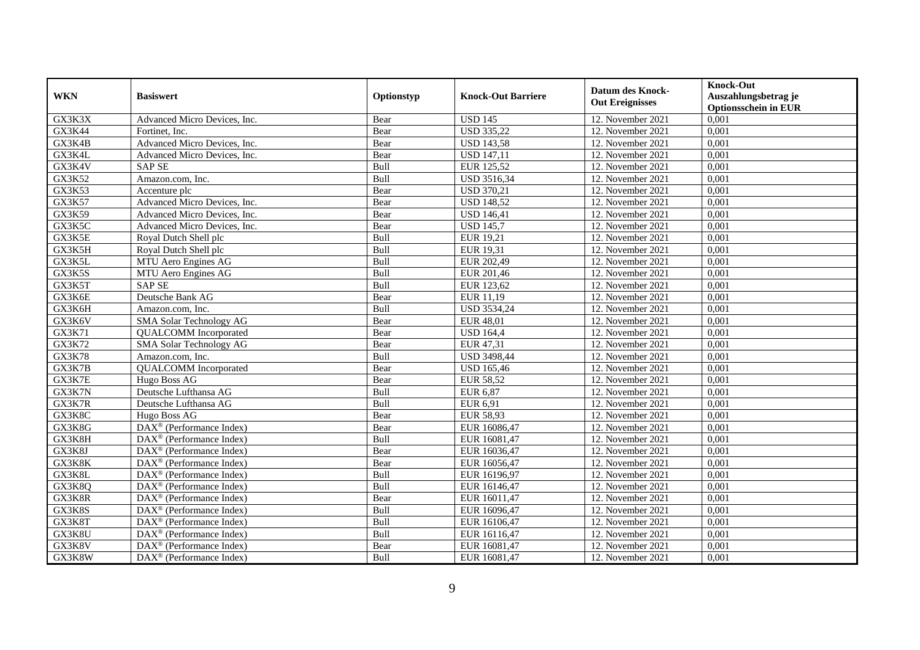| WKN | Basiswert | Optionstyp | Knock-Out Barriere | Datum des Knock-Out Ereignisses | Knock-Out Auszahlungsbetrag je Optionsschein in EUR |
|---|---|---|---|---|---|
| GX3K3X | Advanced Micro Devices, Inc. | Bear | USD 145 | 12. November 2021 | 0,001 |
| GX3K44 | Fortinet, Inc. | Bear | USD 335,22 | 12. November 2021 | 0,001 |
| GX3K4B | Advanced Micro Devices, Inc. | Bear | USD 143,58 | 12. November 2021 | 0,001 |
| GX3K4L | Advanced Micro Devices, Inc. | Bear | USD 147,11 | 12. November 2021 | 0,001 |
| GX3K4V | SAP SE | Bull | EUR 125,52 | 12. November 2021 | 0,001 |
| GX3K52 | Amazon.com, Inc. | Bull | USD 3516,34 | 12. November 2021 | 0,001 |
| GX3K53 | Accenture plc | Bear | USD 370,21 | 12. November 2021 | 0,001 |
| GX3K57 | Advanced Micro Devices, Inc. | Bear | USD 148,52 | 12. November 2021 | 0,001 |
| GX3K59 | Advanced Micro Devices, Inc. | Bear | USD 146,41 | 12. November 2021 | 0,001 |
| GX3K5C | Advanced Micro Devices, Inc. | Bear | USD 145,7 | 12. November 2021 | 0,001 |
| GX3K5E | Royal Dutch Shell plc | Bull | EUR 19,21 | 12. November 2021 | 0,001 |
| GX3K5H | Royal Dutch Shell plc | Bull | EUR 19,31 | 12. November 2021 | 0,001 |
| GX3K5L | MTU Aero Engines AG | Bull | EUR 202,49 | 12. November 2021 | 0,001 |
| GX3K5S | MTU Aero Engines AG | Bull | EUR 201,46 | 12. November 2021 | 0,001 |
| GX3K5T | SAP SE | Bull | EUR 123,62 | 12. November 2021 | 0,001 |
| GX3K6E | Deutsche Bank AG | Bear | EUR 11,19 | 12. November 2021 | 0,001 |
| GX3K6H | Amazon.com, Inc. | Bull | USD 3534,24 | 12. November 2021 | 0,001 |
| GX3K6V | SMA Solar Technology AG | Bear | EUR 48,01 | 12. November 2021 | 0,001 |
| GX3K71 | QUALCOMM Incorporated | Bear | USD 164,4 | 12. November 2021 | 0,001 |
| GX3K72 | SMA Solar Technology AG | Bear | EUR 47,31 | 12. November 2021 | 0,001 |
| GX3K78 | Amazon.com, Inc. | Bull | USD 3498,44 | 12. November 2021 | 0,001 |
| GX3K7B | QUALCOMM Incorporated | Bear | USD 165,46 | 12. November 2021 | 0,001 |
| GX3K7E | Hugo Boss AG | Bear | EUR 58,52 | 12. November 2021 | 0,001 |
| GX3K7N | Deutsche Lufthansa AG | Bull | EUR 6,87 | 12. November 2021 | 0,001 |
| GX3K7R | Deutsche Lufthansa AG | Bull | EUR 6,91 | 12. November 2021 | 0,001 |
| GX3K8C | Hugo Boss AG | Bear | EUR 58,93 | 12. November 2021 | 0,001 |
| GX3K8G | DAX® (Performance Index) | Bear | EUR 16086,47 | 12. November 2021 | 0,001 |
| GX3K8H | DAX® (Performance Index) | Bull | EUR 16081,47 | 12. November 2021 | 0,001 |
| GX3K8J | DAX® (Performance Index) | Bear | EUR 16036,47 | 12. November 2021 | 0,001 |
| GX3K8K | DAX® (Performance Index) | Bear | EUR 16056,47 | 12. November 2021 | 0,001 |
| GX3K8L | DAX® (Performance Index) | Bull | EUR 16196,97 | 12. November 2021 | 0,001 |
| GX3K8Q | DAX® (Performance Index) | Bull | EUR 16146,47 | 12. November 2021 | 0,001 |
| GX3K8R | DAX® (Performance Index) | Bear | EUR 16011,47 | 12. November 2021 | 0,001 |
| GX3K8S | DAX® (Performance Index) | Bull | EUR 16096,47 | 12. November 2021 | 0,001 |
| GX3K8T | DAX® (Performance Index) | Bull | EUR 16106,47 | 12. November 2021 | 0,001 |
| GX3K8U | DAX® (Performance Index) | Bull | EUR 16116,47 | 12. November 2021 | 0,001 |
| GX3K8V | DAX® (Performance Index) | Bear | EUR 16081,47 | 12. November 2021 | 0,001 |
| GX3K8W | DAX® (Performance Index) | Bull | EUR 16081,47 | 12. November 2021 | 0,001 |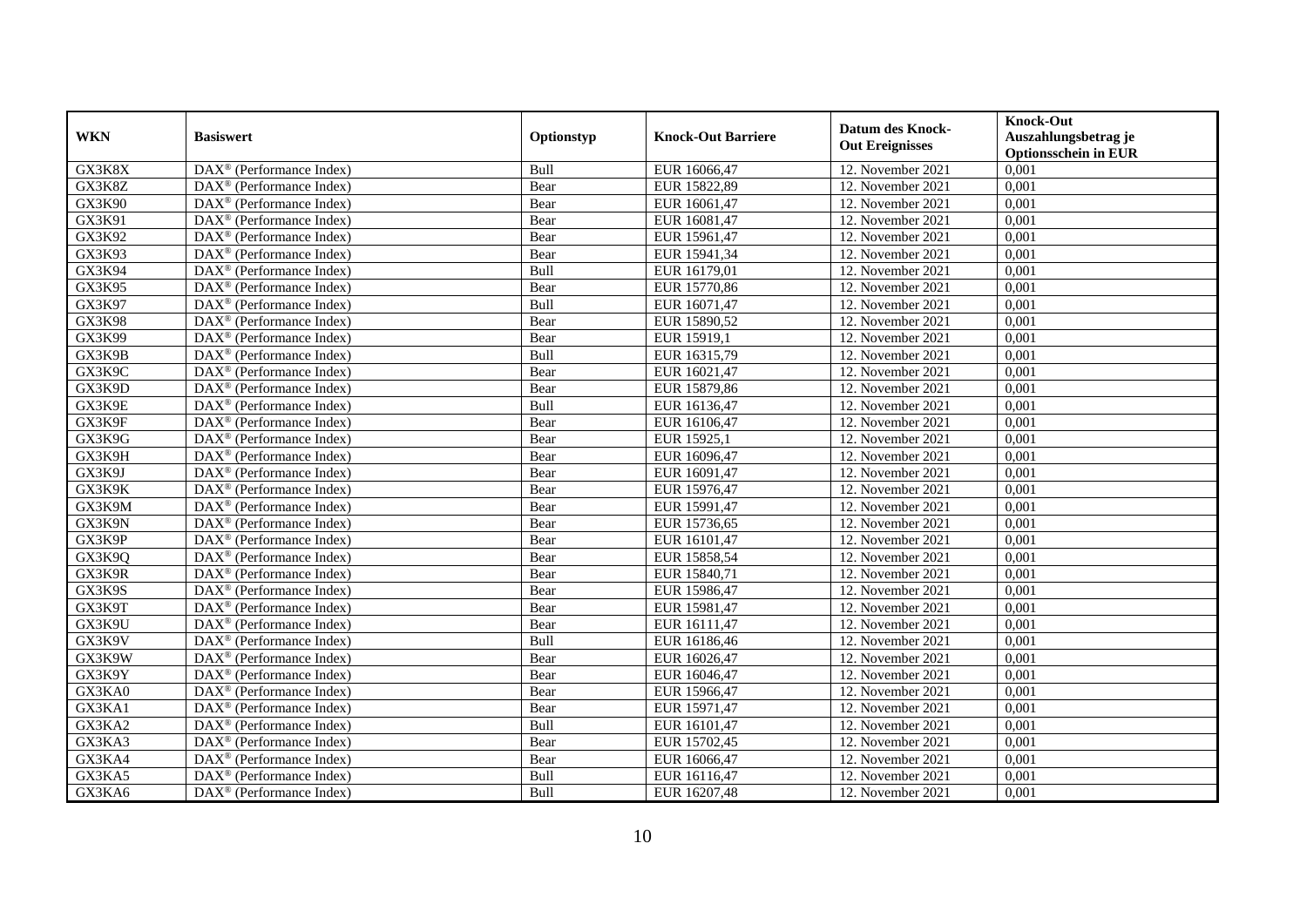| WKN | Basiswert | Optionstyp | Knock-Out Barriere | Datum des Knock-Out Ereignisses | Knock-Out Auszahlungsbetrag je Optionsschein in EUR |
|---|---|---|---|---|---|
| GX3K8X | DAX® (Performance Index) | Bull | EUR 16066,47 | 12. November 2021 | 0,001 |
| GX3K8Z | DAX® (Performance Index) | Bear | EUR 15822,89 | 12. November 2021 | 0,001 |
| GX3K90 | DAX® (Performance Index) | Bear | EUR 16061,47 | 12. November 2021 | 0,001 |
| GX3K91 | DAX® (Performance Index) | Bear | EUR 16081,47 | 12. November 2021 | 0,001 |
| GX3K92 | DAX® (Performance Index) | Bear | EUR 15961,47 | 12. November 2021 | 0,001 |
| GX3K93 | DAX® (Performance Index) | Bear | EUR 15941,34 | 12. November 2021 | 0,001 |
| GX3K94 | DAX® (Performance Index) | Bull | EUR 16179,01 | 12. November 2021 | 0,001 |
| GX3K95 | DAX® (Performance Index) | Bear | EUR 15770,86 | 12. November 2021 | 0,001 |
| GX3K97 | DAX® (Performance Index) | Bull | EUR 16071,47 | 12. November 2021 | 0,001 |
| GX3K98 | DAX® (Performance Index) | Bear | EUR 15890,52 | 12. November 2021 | 0,001 |
| GX3K99 | DAX® (Performance Index) | Bear | EUR 15919,1 | 12. November 2021 | 0,001 |
| GX3K9B | DAX® (Performance Index) | Bull | EUR 16315,79 | 12. November 2021 | 0,001 |
| GX3K9C | DAX® (Performance Index) | Bear | EUR 16021,47 | 12. November 2021 | 0,001 |
| GX3K9D | DAX® (Performance Index) | Bear | EUR 15879,86 | 12. November 2021 | 0,001 |
| GX3K9E | DAX® (Performance Index) | Bull | EUR 16136,47 | 12. November 2021 | 0,001 |
| GX3K9F | DAX® (Performance Index) | Bear | EUR 16106,47 | 12. November 2021 | 0,001 |
| GX3K9G | DAX® (Performance Index) | Bear | EUR 15925,1 | 12. November 2021 | 0,001 |
| GX3K9H | DAX® (Performance Index) | Bear | EUR 16096,47 | 12. November 2021 | 0,001 |
| GX3K9J | DAX® (Performance Index) | Bear | EUR 16091,47 | 12. November 2021 | 0,001 |
| GX3K9K | DAX® (Performance Index) | Bear | EUR 15976,47 | 12. November 2021 | 0,001 |
| GX3K9M | DAX® (Performance Index) | Bear | EUR 15991,47 | 12. November 2021 | 0,001 |
| GX3K9N | DAX® (Performance Index) | Bear | EUR 15736,65 | 12. November 2021 | 0,001 |
| GX3K9P | DAX® (Performance Index) | Bear | EUR 16101,47 | 12. November 2021 | 0,001 |
| GX3K9Q | DAX® (Performance Index) | Bear | EUR 15858,54 | 12. November 2021 | 0,001 |
| GX3K9R | DAX® (Performance Index) | Bear | EUR 15840,71 | 12. November 2021 | 0,001 |
| GX3K9S | DAX® (Performance Index) | Bear | EUR 15986,47 | 12. November 2021 | 0,001 |
| GX3K9T | DAX® (Performance Index) | Bear | EUR 15981,47 | 12. November 2021 | 0,001 |
| GX3K9U | DAX® (Performance Index) | Bear | EUR 16111,47 | 12. November 2021 | 0,001 |
| GX3K9V | DAX® (Performance Index) | Bull | EUR 16186,46 | 12. November 2021 | 0,001 |
| GX3K9W | DAX® (Performance Index) | Bear | EUR 16026,47 | 12. November 2021 | 0,001 |
| GX3K9Y | DAX® (Performance Index) | Bear | EUR 16046,47 | 12. November 2021 | 0,001 |
| GX3KA0 | DAX® (Performance Index) | Bear | EUR 15966,47 | 12. November 2021 | 0,001 |
| GX3KA1 | DAX® (Performance Index) | Bear | EUR 15971,47 | 12. November 2021 | 0,001 |
| GX3KA2 | DAX® (Performance Index) | Bull | EUR 16101,47 | 12. November 2021 | 0,001 |
| GX3KA3 | DAX® (Performance Index) | Bear | EUR 15702,45 | 12. November 2021 | 0,001 |
| GX3KA4 | DAX® (Performance Index) | Bear | EUR 16066,47 | 12. November 2021 | 0,001 |
| GX3KA5 | DAX® (Performance Index) | Bull | EUR 16116,47 | 12. November 2021 | 0,001 |
| GX3KA6 | DAX® (Performance Index) | Bull | EUR 16207,48 | 12. November 2021 | 0,001 |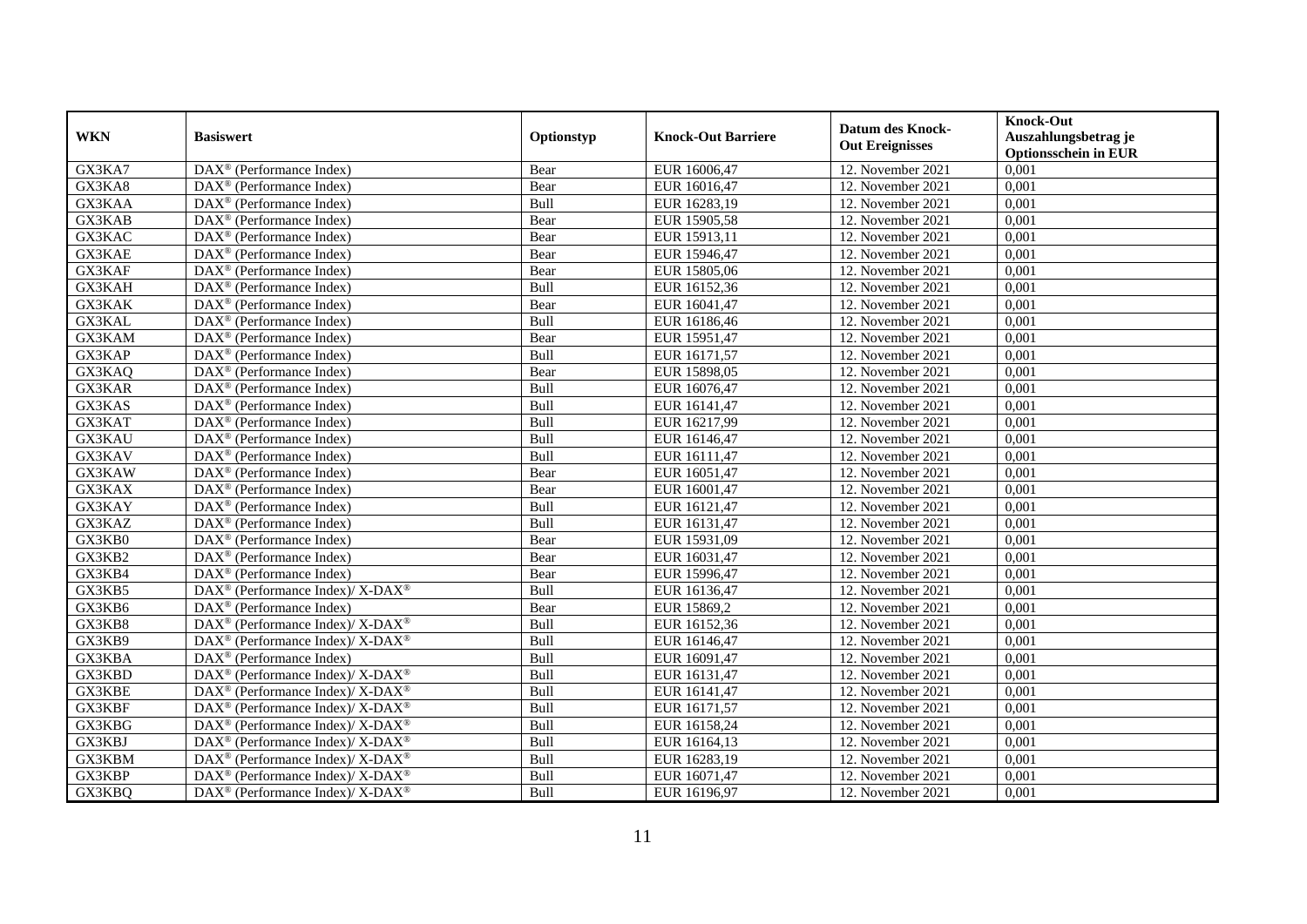| WKN | Basiswert | Optionstyp | Knock-Out Barriere | Datum des Knock-Out Ereignisses | Knock-Out Auszahlungsbetrag je Optionsschein in EUR |
|---|---|---|---|---|---|
| GX3KA7 | DAX® (Performance Index) | Bear | EUR 16006,47 | 12. November 2021 | 0,001 |
| GX3KA8 | DAX® (Performance Index) | Bear | EUR 16016,47 | 12. November 2021 | 0,001 |
| GX3KAA | DAX® (Performance Index) | Bull | EUR 16283,19 | 12. November 2021 | 0,001 |
| GX3KAB | DAX® (Performance Index) | Bear | EUR 15905,58 | 12. November 2021 | 0,001 |
| GX3KAC | DAX® (Performance Index) | Bear | EUR 15913,11 | 12. November 2021 | 0,001 |
| GX3KAE | DAX® (Performance Index) | Bear | EUR 15946,47 | 12. November 2021 | 0,001 |
| GX3KAF | DAX® (Performance Index) | Bear | EUR 15805,06 | 12. November 2021 | 0,001 |
| GX3KAH | DAX® (Performance Index) | Bull | EUR 16152,36 | 12. November 2021 | 0,001 |
| GX3KAK | DAX® (Performance Index) | Bear | EUR 16041,47 | 12. November 2021 | 0,001 |
| GX3KAL | DAX® (Performance Index) | Bull | EUR 16186,46 | 12. November 2021 | 0,001 |
| GX3KAM | DAX® (Performance Index) | Bear | EUR 15951,47 | 12. November 2021 | 0,001 |
| GX3KAP | DAX® (Performance Index) | Bull | EUR 16171,57 | 12. November 2021 | 0,001 |
| GX3KAQ | DAX® (Performance Index) | Bear | EUR 15898,05 | 12. November 2021 | 0,001 |
| GX3KAR | DAX® (Performance Index) | Bull | EUR 16076,47 | 12. November 2021 | 0,001 |
| GX3KAS | DAX® (Performance Index) | Bull | EUR 16141,47 | 12. November 2021 | 0,001 |
| GX3KAT | DAX® (Performance Index) | Bull | EUR 16217,99 | 12. November 2021 | 0,001 |
| GX3KAU | DAX® (Performance Index) | Bull | EUR 16146,47 | 12. November 2021 | 0,001 |
| GX3KAV | DAX® (Performance Index) | Bull | EUR 16111,47 | 12. November 2021 | 0,001 |
| GX3KAW | DAX® (Performance Index) | Bear | EUR 16051,47 | 12. November 2021 | 0,001 |
| GX3KAX | DAX® (Performance Index) | Bear | EUR 16001,47 | 12. November 2021 | 0,001 |
| GX3KAY | DAX® (Performance Index) | Bull | EUR 16121,47 | 12. November 2021 | 0,001 |
| GX3KAZ | DAX® (Performance Index) | Bull | EUR 16131,47 | 12. November 2021 | 0,001 |
| GX3KB0 | DAX® (Performance Index) | Bear | EUR 15931,09 | 12. November 2021 | 0,001 |
| GX3KB2 | DAX® (Performance Index) | Bear | EUR 16031,47 | 12. November 2021 | 0,001 |
| GX3KB4 | DAX® (Performance Index) | Bear | EUR 15996,47 | 12. November 2021 | 0,001 |
| GX3KB5 | DAX® (Performance Index)/ X-DAX® | Bull | EUR 16136,47 | 12. November 2021 | 0,001 |
| GX3KB6 | DAX® (Performance Index) | Bear | EUR 15869,2 | 12. November 2021 | 0,001 |
| GX3KB8 | DAX® (Performance Index)/ X-DAX® | Bull | EUR 16152,36 | 12. November 2021 | 0,001 |
| GX3KB9 | DAX® (Performance Index)/ X-DAX® | Bull | EUR 16146,47 | 12. November 2021 | 0,001 |
| GX3KBA | DAX® (Performance Index) | Bull | EUR 16091,47 | 12. November 2021 | 0,001 |
| GX3KBD | DAX® (Performance Index)/ X-DAX® | Bull | EUR 16131,47 | 12. November 2021 | 0,001 |
| GX3KBE | DAX® (Performance Index)/ X-DAX® | Bull | EUR 16141,47 | 12. November 2021 | 0,001 |
| GX3KBF | DAX® (Performance Index)/ X-DAX® | Bull | EUR 16171,57 | 12. November 2021 | 0,001 |
| GX3KBG | DAX® (Performance Index)/ X-DAX® | Bull | EUR 16158,24 | 12. November 2021 | 0,001 |
| GX3KBJ | DAX® (Performance Index)/ X-DAX® | Bull | EUR 16164,13 | 12. November 2021 | 0,001 |
| GX3KBM | DAX® (Performance Index)/ X-DAX® | Bull | EUR 16283,19 | 12. November 2021 | 0,001 |
| GX3KBP | DAX® (Performance Index)/ X-DAX® | Bull | EUR 16071,47 | 12. November 2021 | 0,001 |
| GX3KBQ | DAX® (Performance Index)/ X-DAX® | Bull | EUR 16196,97 | 12. November 2021 | 0,001 |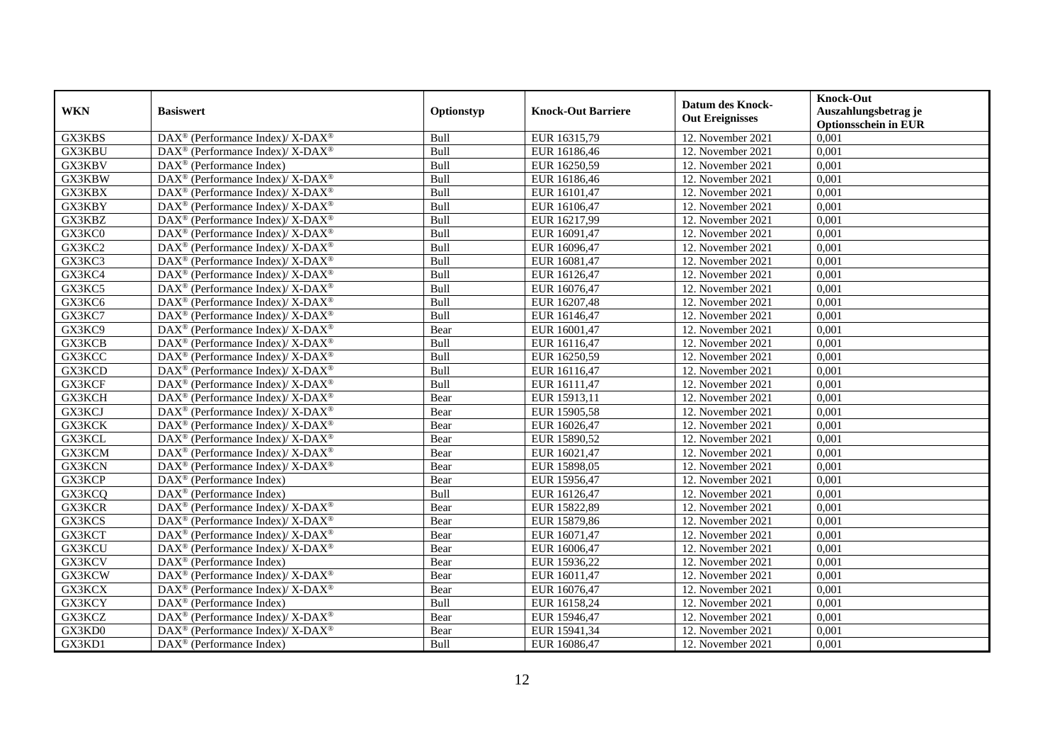| WKN | Basiswert | Optionstyp | Knock-Out Barriere | Datum des Knock-Out Ereignisses | Knock-Out Auszahlungsbetrag je Optionsschein in EUR |
|---|---|---|---|---|---|
| GX3KBS | DAX® (Performance Index)/ X-DAX® | Bull | EUR 16315,79 | 12. November 2021 | 0,001 |
| GX3KBU | DAX® (Performance Index)/ X-DAX® | Bull | EUR 16186,46 | 12. November 2021 | 0,001 |
| GX3KBV | DAX® (Performance Index) | Bull | EUR 16250,59 | 12. November 2021 | 0,001 |
| GX3KBW | DAX® (Performance Index)/ X-DAX® | Bull | EUR 16186,46 | 12. November 2021 | 0,001 |
| GX3KBX | DAX® (Performance Index)/ X-DAX® | Bull | EUR 16101,47 | 12. November 2021 | 0,001 |
| GX3KBY | DAX® (Performance Index)/ X-DAX® | Bull | EUR 16106,47 | 12. November 2021 | 0,001 |
| GX3KBZ | DAX® (Performance Index)/ X-DAX® | Bull | EUR 16217,99 | 12. November 2021 | 0,001 |
| GX3KC0 | DAX® (Performance Index)/ X-DAX® | Bull | EUR 16091,47 | 12. November 2021 | 0,001 |
| GX3KC2 | DAX® (Performance Index)/ X-DAX® | Bull | EUR 16096,47 | 12. November 2021 | 0,001 |
| GX3KC3 | DAX® (Performance Index)/ X-DAX® | Bull | EUR 16081,47 | 12. November 2021 | 0,001 |
| GX3KC4 | DAX® (Performance Index)/ X-DAX® | Bull | EUR 16126,47 | 12. November 2021 | 0,001 |
| GX3KC5 | DAX® (Performance Index)/ X-DAX® | Bull | EUR 16076,47 | 12. November 2021 | 0,001 |
| GX3KC6 | DAX® (Performance Index)/ X-DAX® | Bull | EUR 16207,48 | 12. November 2021 | 0,001 |
| GX3KC7 | DAX® (Performance Index)/ X-DAX® | Bull | EUR 16146,47 | 12. November 2021 | 0,001 |
| GX3KC9 | DAX® (Performance Index)/ X-DAX® | Bear | EUR 16001,47 | 12. November 2021 | 0,001 |
| GX3KCB | DAX® (Performance Index)/ X-DAX® | Bull | EUR 16116,47 | 12. November 2021 | 0,001 |
| GX3KCC | DAX® (Performance Index)/ X-DAX® | Bull | EUR 16250,59 | 12. November 2021 | 0,001 |
| GX3KCD | DAX® (Performance Index)/ X-DAX® | Bull | EUR 16116,47 | 12. November 2021 | 0,001 |
| GX3KCF | DAX® (Performance Index)/ X-DAX® | Bull | EUR 16111,47 | 12. November 2021 | 0,001 |
| GX3KCH | DAX® (Performance Index)/ X-DAX® | Bear | EUR 15913,11 | 12. November 2021 | 0,001 |
| GX3KCJ | DAX® (Performance Index)/ X-DAX® | Bear | EUR 15905,58 | 12. November 2021 | 0,001 |
| GX3KCK | DAX® (Performance Index)/ X-DAX® | Bear | EUR 16026,47 | 12. November 2021 | 0,001 |
| GX3KCL | DAX® (Performance Index)/ X-DAX® | Bear | EUR 15890,52 | 12. November 2021 | 0,001 |
| GX3KCM | DAX® (Performance Index)/ X-DAX® | Bear | EUR 16021,47 | 12. November 2021 | 0,001 |
| GX3KCN | DAX® (Performance Index)/ X-DAX® | Bear | EUR 15898,05 | 12. November 2021 | 0,001 |
| GX3KCP | DAX® (Performance Index) | Bear | EUR 15956,47 | 12. November 2021 | 0,001 |
| GX3KCQ | DAX® (Performance Index) | Bull | EUR 16126,47 | 12. November 2021 | 0,001 |
| GX3KCR | DAX® (Performance Index)/ X-DAX® | Bear | EUR 15822,89 | 12. November 2021 | 0,001 |
| GX3KCS | DAX® (Performance Index)/ X-DAX® | Bear | EUR 15879,86 | 12. November 2021 | 0,001 |
| GX3KCT | DAX® (Performance Index)/ X-DAX® | Bear | EUR 16071,47 | 12. November 2021 | 0,001 |
| GX3KCU | DAX® (Performance Index)/ X-DAX® | Bear | EUR 16006,47 | 12. November 2021 | 0,001 |
| GX3KCV | DAX® (Performance Index) | Bear | EUR 15936,22 | 12. November 2021 | 0,001 |
| GX3KCW | DAX® (Performance Index)/ X-DAX® | Bear | EUR 16011,47 | 12. November 2021 | 0,001 |
| GX3KCX | DAX® (Performance Index)/ X-DAX® | Bear | EUR 16076,47 | 12. November 2021 | 0,001 |
| GX3KCY | DAX® (Performance Index) | Bull | EUR 16158,24 | 12. November 2021 | 0,001 |
| GX3KCZ | DAX® (Performance Index)/ X-DAX® | Bear | EUR 15946,47 | 12. November 2021 | 0,001 |
| GX3KD0 | DAX® (Performance Index)/ X-DAX® | Bear | EUR 15941,34 | 12. November 2021 | 0,001 |
| GX3KD1 | DAX® (Performance Index) | Bull | EUR 16086,47 | 12. November 2021 | 0,001 |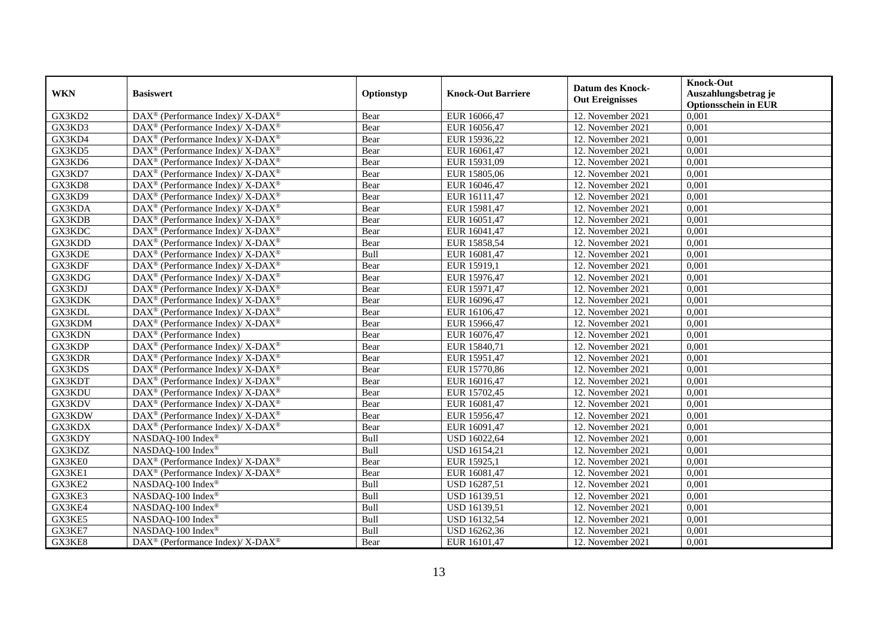| WKN | Basiswert | Optionstyp | Knock-Out Barriere | Datum des Knock-Out Ereignisses | Knock-Out Auszahlungsbetrag je Optionsschein in EUR |
|---|---|---|---|---|---|
| GX3KD2 | DAX® (Performance Index)/ X-DAX® | Bear | EUR 16066,47 | 12. November 2021 | 0,001 |
| GX3KD3 | DAX® (Performance Index)/ X-DAX® | Bear | EUR 16056,47 | 12. November 2021 | 0,001 |
| GX3KD4 | DAX® (Performance Index)/ X-DAX® | Bear | EUR 15936,22 | 12. November 2021 | 0,001 |
| GX3KD5 | DAX® (Performance Index)/ X-DAX® | Bear | EUR 16061,47 | 12. November 2021 | 0,001 |
| GX3KD6 | DAX® (Performance Index)/ X-DAX® | Bear | EUR 15931,09 | 12. November 2021 | 0,001 |
| GX3KD7 | DAX® (Performance Index)/ X-DAX® | Bear | EUR 15805,06 | 12. November 2021 | 0,001 |
| GX3KD8 | DAX® (Performance Index)/ X-DAX® | Bear | EUR 16046,47 | 12. November 2021 | 0,001 |
| GX3KD9 | DAX® (Performance Index)/ X-DAX® | Bear | EUR 16111,47 | 12. November 2021 | 0,001 |
| GX3KDA | DAX® (Performance Index)/ X-DAX® | Bear | EUR 15981,47 | 12. November 2021 | 0,001 |
| GX3KDB | DAX® (Performance Index)/ X-DAX® | Bear | EUR 16051,47 | 12. November 2021 | 0,001 |
| GX3KDC | DAX® (Performance Index)/ X-DAX® | Bear | EUR 16041,47 | 12. November 2021 | 0,001 |
| GX3KDD | DAX® (Performance Index)/ X-DAX® | Bear | EUR 15858,54 | 12. November 2021 | 0,001 |
| GX3KDE | DAX® (Performance Index)/ X-DAX® | Bull | EUR 16081,47 | 12. November 2021 | 0,001 |
| GX3KDF | DAX® (Performance Index)/ X-DAX® | Bear | EUR 15919,1 | 12. November 2021 | 0,001 |
| GX3KDG | DAX® (Performance Index)/ X-DAX® | Bear | EUR 15976,47 | 12. November 2021 | 0,001 |
| GX3KDJ | DAX® (Performance Index)/ X-DAX® | Bear | EUR 15971,47 | 12. November 2021 | 0,001 |
| GX3KDK | DAX® (Performance Index)/ X-DAX® | Bear | EUR 16096,47 | 12. November 2021 | 0,001 |
| GX3KDL | DAX® (Performance Index)/ X-DAX® | Bear | EUR 16106,47 | 12. November 2021 | 0,001 |
| GX3KDM | DAX® (Performance Index)/ X-DAX® | Bear | EUR 15966,47 | 12. November 2021 | 0,001 |
| GX3KDN | DAX® (Performance Index) | Bear | EUR 16076,47 | 12. November 2021 | 0,001 |
| GX3KDP | DAX® (Performance Index)/ X-DAX® | Bear | EUR 15840,71 | 12. November 2021 | 0,001 |
| GX3KDR | DAX® (Performance Index)/ X-DAX® | Bear | EUR 15951,47 | 12. November 2021 | 0,001 |
| GX3KDS | DAX® (Performance Index)/ X-DAX® | Bear | EUR 15770,86 | 12. November 2021 | 0,001 |
| GX3KDT | DAX® (Performance Index)/ X-DAX® | Bear | EUR 16016,47 | 12. November 2021 | 0,001 |
| GX3KDU | DAX® (Performance Index)/ X-DAX® | Bear | EUR 15702,45 | 12. November 2021 | 0,001 |
| GX3KDV | DAX® (Performance Index)/ X-DAX® | Bear | EUR 16081,47 | 12. November 2021 | 0,001 |
| GX3KDW | DAX® (Performance Index)/ X-DAX® | Bear | EUR 15956,47 | 12. November 2021 | 0,001 |
| GX3KDX | DAX® (Performance Index)/ X-DAX® | Bear | EUR 16091,47 | 12. November 2021 | 0,001 |
| GX3KDY | NASDAQ-100 Index® | Bull | USD 16022,64 | 12. November 2021 | 0,001 |
| GX3KDZ | NASDAQ-100 Index® | Bull | USD 16154,21 | 12. November 2021 | 0,001 |
| GX3KE0 | DAX® (Performance Index)/ X-DAX® | Bear | EUR 15925,1 | 12. November 2021 | 0,001 |
| GX3KE1 | DAX® (Performance Index)/ X-DAX® | Bear | EUR 16081,47 | 12. November 2021 | 0,001 |
| GX3KE2 | NASDAQ-100 Index® | Bull | USD 16287,51 | 12. November 2021 | 0,001 |
| GX3KE3 | NASDAQ-100 Index® | Bull | USD 16139,51 | 12. November 2021 | 0,001 |
| GX3KE4 | NASDAQ-100 Index® | Bull | USD 16139,51 | 12. November 2021 | 0,001 |
| GX3KE5 | NASDAQ-100 Index® | Bull | USD 16132,54 | 12. November 2021 | 0,001 |
| GX3KE7 | NASDAQ-100 Index® | Bull | USD 16262,36 | 12. November 2021 | 0,001 |
| GX3KE8 | DAX® (Performance Index)/ X-DAX® | Bear | EUR 16101,47 | 12. November 2021 | 0,001 |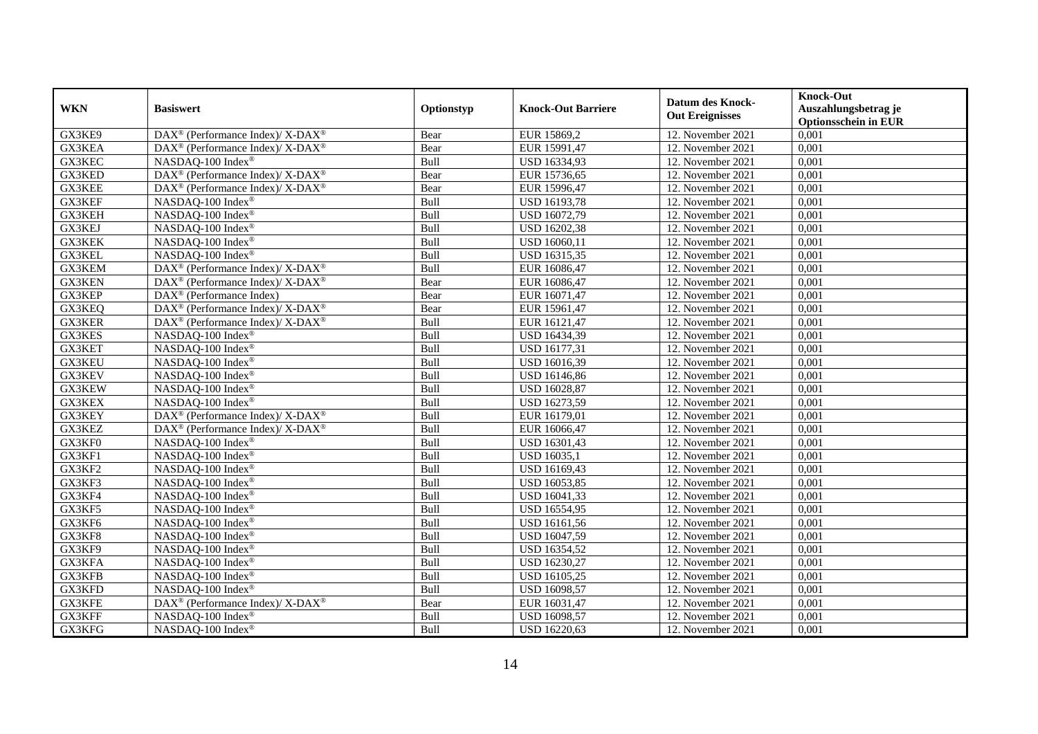| WKN | Basiswert | Optionstyp | Knock-Out Barriere | Datum des Knock-Out Ereignisses | Knock-Out Auszahlungsbetrag je Optionsschein in EUR |
|---|---|---|---|---|---|
| GX3KE9 | DAX® (Performance Index)/ X-DAX® | Bear | EUR 15869,2 | 12. November 2021 | 0,001 |
| GX3KEA | DAX® (Performance Index)/ X-DAX® | Bear | EUR 15991,47 | 12. November 2021 | 0,001 |
| GX3KEC | NASDAQ-100 Index® | Bull | USD 16334,93 | 12. November 2021 | 0,001 |
| GX3KED | DAX® (Performance Index)/ X-DAX® | Bear | EUR 15736,65 | 12. November 2021 | 0,001 |
| GX3KEE | DAX® (Performance Index)/ X-DAX® | Bear | EUR 15996,47 | 12. November 2021 | 0,001 |
| GX3KEF | NASDAQ-100 Index® | Bull | USD 16193,78 | 12. November 2021 | 0,001 |
| GX3KEH | NASDAQ-100 Index® | Bull | USD 16072,79 | 12. November 2021 | 0,001 |
| GX3KEJ | NASDAQ-100 Index® | Bull | USD 16202,38 | 12. November 2021 | 0,001 |
| GX3KEK | NASDAQ-100 Index® | Bull | USD 16060,11 | 12. November 2021 | 0,001 |
| GX3KEL | NASDAQ-100 Index® | Bull | USD 16315,35 | 12. November 2021 | 0,001 |
| GX3KEM | DAX® (Performance Index)/ X-DAX® | Bull | EUR 16086,47 | 12. November 2021 | 0,001 |
| GX3KEN | DAX® (Performance Index)/ X-DAX® | Bear | EUR 16086,47 | 12. November 2021 | 0,001 |
| GX3KEP | DAX® (Performance Index) | Bear | EUR 16071,47 | 12. November 2021 | 0,001 |
| GX3KEQ | DAX® (Performance Index)/ X-DAX® | Bear | EUR 15961,47 | 12. November 2021 | 0,001 |
| GX3KER | DAX® (Performance Index)/ X-DAX® | Bull | EUR 16121,47 | 12. November 2021 | 0,001 |
| GX3KES | NASDAQ-100 Index® | Bull | USD 16434,39 | 12. November 2021 | 0,001 |
| GX3KET | NASDAQ-100 Index® | Bull | USD 16177,31 | 12. November 2021 | 0,001 |
| GX3KEU | NASDAQ-100 Index® | Bull | USD 16016,39 | 12. November 2021 | 0,001 |
| GX3KEV | NASDAQ-100 Index® | Bull | USD 16146,86 | 12. November 2021 | 0,001 |
| GX3KEW | NASDAQ-100 Index® | Bull | USD 16028,87 | 12. November 2021 | 0,001 |
| GX3KEX | NASDAQ-100 Index® | Bull | USD 16273,59 | 12. November 2021 | 0,001 |
| GX3KEY | DAX® (Performance Index)/ X-DAX® | Bull | EUR 16179,01 | 12. November 2021 | 0,001 |
| GX3KEZ | DAX® (Performance Index)/ X-DAX® | Bull | EUR 16066,47 | 12. November 2021 | 0,001 |
| GX3KF0 | NASDAQ-100 Index® | Bull | USD 16301,43 | 12. November 2021 | 0,001 |
| GX3KF1 | NASDAQ-100 Index® | Bull | USD 16035,1 | 12. November 2021 | 0,001 |
| GX3KF2 | NASDAQ-100 Index® | Bull | USD 16169,43 | 12. November 2021 | 0,001 |
| GX3KF3 | NASDAQ-100 Index® | Bull | USD 16053,85 | 12. November 2021 | 0,001 |
| GX3KF4 | NASDAQ-100 Index® | Bull | USD 16041,33 | 12. November 2021 | 0,001 |
| GX3KF5 | NASDAQ-100 Index® | Bull | USD 16554,95 | 12. November 2021 | 0,001 |
| GX3KF6 | NASDAQ-100 Index® | Bull | USD 16161,56 | 12. November 2021 | 0,001 |
| GX3KF8 | NASDAQ-100 Index® | Bull | USD 16047,59 | 12. November 2021 | 0,001 |
| GX3KF9 | NASDAQ-100 Index® | Bull | USD 16354,52 | 12. November 2021 | 0,001 |
| GX3KFA | NASDAQ-100 Index® | Bull | USD 16230,27 | 12. November 2021 | 0,001 |
| GX3KFB | NASDAQ-100 Index® | Bull | USD 16105,25 | 12. November 2021 | 0,001 |
| GX3KFD | NASDAQ-100 Index® | Bull | USD 16098,57 | 12. November 2021 | 0,001 |
| GX3KFE | DAX® (Performance Index)/ X-DAX® | Bear | EUR 16031,47 | 12. November 2021 | 0,001 |
| GX3KFF | NASDAQ-100 Index® | Bull | USD 16098,57 | 12. November 2021 | 0,001 |
| GX3KFG | NASDAQ-100 Index® | Bull | USD 16220,63 | 12. November 2021 | 0,001 |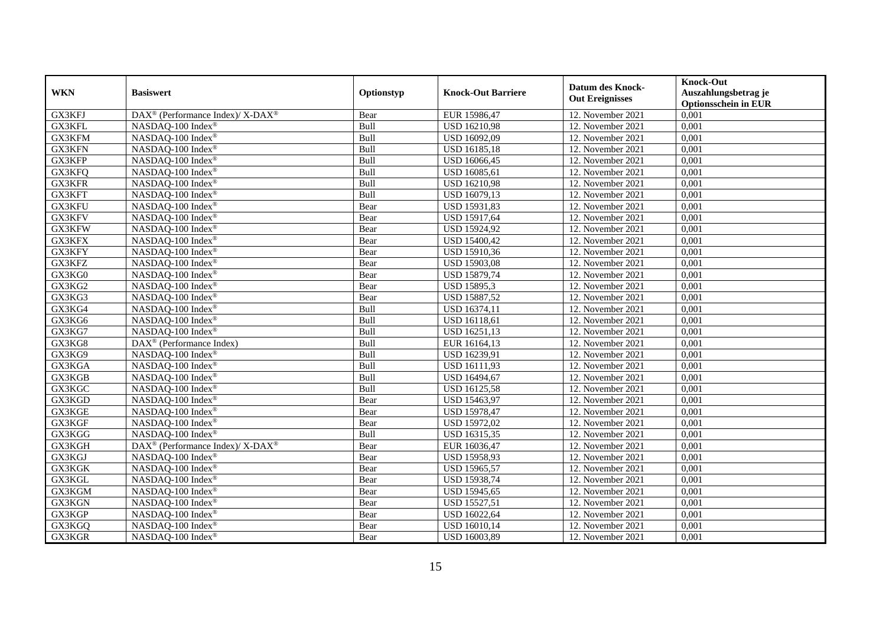| WKN | Basiswert | Optionstyp | Knock-Out Barriere | Datum des Knock-Out Ereignisses | Knock-Out Auszahlungsbetrag je Optionsschein in EUR |
|---|---|---|---|---|---|
| GX3KFJ | DAX® (Performance Index)/ X-DAX® | Bear | EUR 15986,47 | 12. November 2021 | 0,001 |
| GX3KFL | NASDAQ-100 Index® | Bull | USD 16210,98 | 12. November 2021 | 0,001 |
| GX3KFM | NASDAQ-100 Index® | Bull | USD 16092,09 | 12. November 2021 | 0,001 |
| GX3KFN | NASDAQ-100 Index® | Bull | USD 16185,18 | 12. November 2021 | 0,001 |
| GX3KFP | NASDAQ-100 Index® | Bull | USD 16066,45 | 12. November 2021 | 0,001 |
| GX3KFQ | NASDAQ-100 Index® | Bull | USD 16085,61 | 12. November 2021 | 0,001 |
| GX3KFR | NASDAQ-100 Index® | Bull | USD 16210,98 | 12. November 2021 | 0,001 |
| GX3KFT | NASDAQ-100 Index® | Bull | USD 16079,13 | 12. November 2021 | 0,001 |
| GX3KFU | NASDAQ-100 Index® | Bear | USD 15931,83 | 12. November 2021 | 0,001 |
| GX3KFV | NASDAQ-100 Index® | Bear | USD 15917,64 | 12. November 2021 | 0,001 |
| GX3KFW | NASDAQ-100 Index® | Bear | USD 15924,92 | 12. November 2021 | 0,001 |
| GX3KFX | NASDAQ-100 Index® | Bear | USD 15400,42 | 12. November 2021 | 0,001 |
| GX3KFY | NASDAQ-100 Index® | Bear | USD 15910,36 | 12. November 2021 | 0,001 |
| GX3KFZ | NASDAQ-100 Index® | Bear | USD 15903,08 | 12. November 2021 | 0,001 |
| GX3KG0 | NASDAQ-100 Index® | Bear | USD 15879,74 | 12. November 2021 | 0,001 |
| GX3KG2 | NASDAQ-100 Index® | Bear | USD 15895,3 | 12. November 2021 | 0,001 |
| GX3KG3 | NASDAQ-100 Index® | Bear | USD 15887,52 | 12. November 2021 | 0,001 |
| GX3KG4 | NASDAQ-100 Index® | Bull | USD 16374,11 | 12. November 2021 | 0,001 |
| GX3KG6 | NASDAQ-100 Index® | Bull | USD 16118,61 | 12. November 2021 | 0,001 |
| GX3KG7 | NASDAQ-100 Index® | Bull | USD 16251,13 | 12. November 2021 | 0,001 |
| GX3KG8 | DAX® (Performance Index) | Bull | EUR 16164,13 | 12. November 2021 | 0,001 |
| GX3KG9 | NASDAQ-100 Index® | Bull | USD 16239,91 | 12. November 2021 | 0,001 |
| GX3KGA | NASDAQ-100 Index® | Bull | USD 16111,93 | 12. November 2021 | 0,001 |
| GX3KGB | NASDAQ-100 Index® | Bull | USD 16494,67 | 12. November 2021 | 0,001 |
| GX3KGC | NASDAQ-100 Index® | Bull | USD 16125,58 | 12. November 2021 | 0,001 |
| GX3KGD | NASDAQ-100 Index® | Bear | USD 15463,97 | 12. November 2021 | 0,001 |
| GX3KGE | NASDAQ-100 Index® | Bear | USD 15978,47 | 12. November 2021 | 0,001 |
| GX3KGF | NASDAQ-100 Index® | Bear | USD 15972,02 | 12. November 2021 | 0,001 |
| GX3KGG | NASDAQ-100 Index® | Bull | USD 16315,35 | 12. November 2021 | 0,001 |
| GX3KGH | DAX® (Performance Index)/ X-DAX® | Bear | EUR 16036,47 | 12. November 2021 | 0,001 |
| GX3KGJ | NASDAQ-100 Index® | Bear | USD 15958,93 | 12. November 2021 | 0,001 |
| GX3KGK | NASDAQ-100 Index® | Bear | USD 15965,57 | 12. November 2021 | 0,001 |
| GX3KGL | NASDAQ-100 Index® | Bear | USD 15938,74 | 12. November 2021 | 0,001 |
| GX3KGM | NASDAQ-100 Index® | Bear | USD 15945,65 | 12. November 2021 | 0,001 |
| GX3KGN | NASDAQ-100 Index® | Bear | USD 15527,51 | 12. November 2021 | 0,001 |
| GX3KGP | NASDAQ-100 Index® | Bear | USD 16022,64 | 12. November 2021 | 0,001 |
| GX3KGQ | NASDAQ-100 Index® | Bear | USD 16010,14 | 12. November 2021 | 0,001 |
| GX3KGR | NASDAQ-100 Index® | Bear | USD 16003,89 | 12. November 2021 | 0,001 |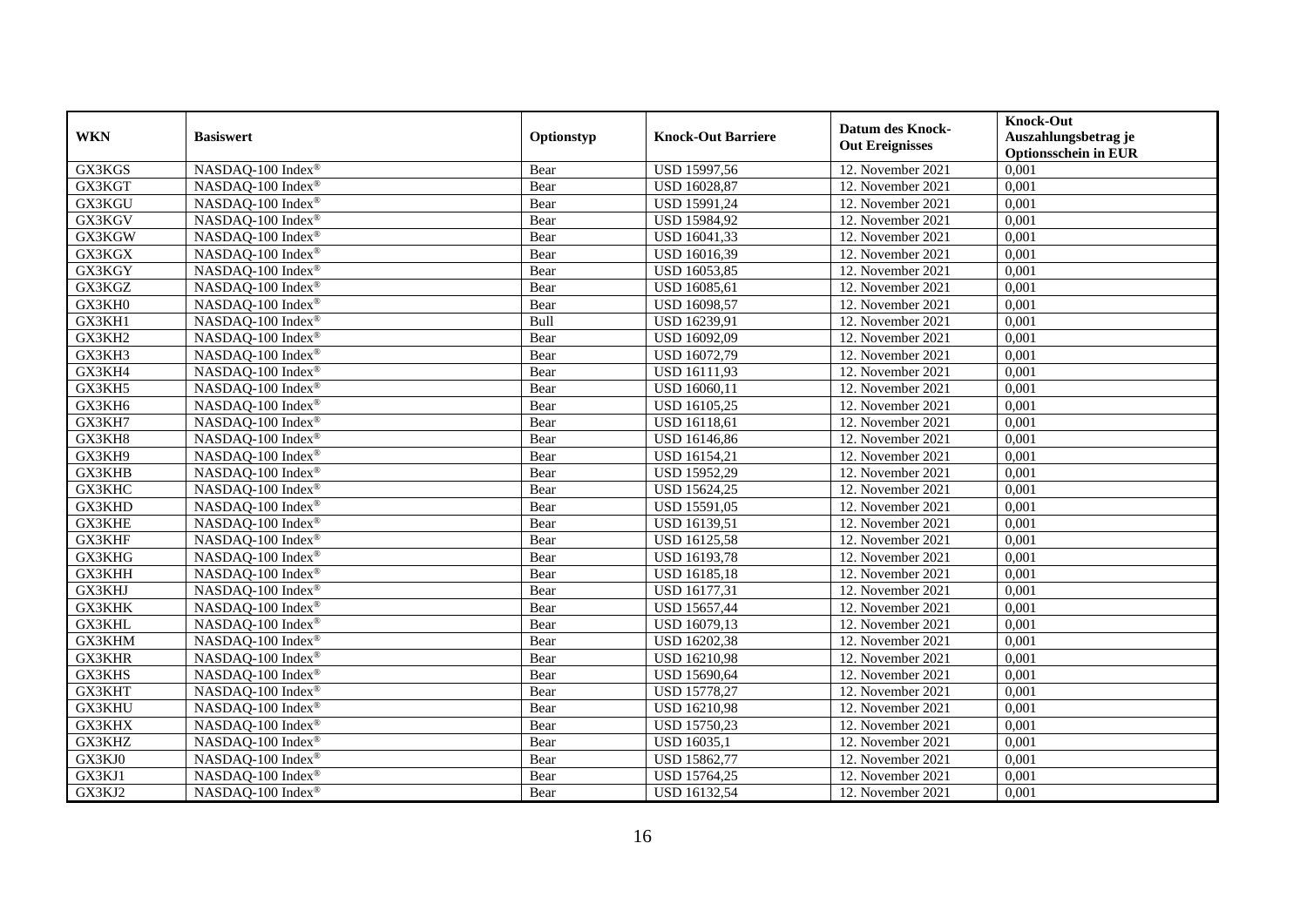| WKN | Basiswert | Optionstyp | Knock-Out Barriere | Datum des Knock-Out Ereignisses | Knock-Out Auszahlungsbetrag je Optionsschein in EUR |
|---|---|---|---|---|---|
| GX3KGS | NASDAQ-100 Index® | Bear | USD 15997,56 | 12. November 2021 | 0,001 |
| GX3KGT | NASDAQ-100 Index® | Bear | USD 16028,87 | 12. November 2021 | 0,001 |
| GX3KGU | NASDAQ-100 Index® | Bear | USD 15991,24 | 12. November 2021 | 0,001 |
| GX3KGV | NASDAQ-100 Index® | Bear | USD 15984,92 | 12. November 2021 | 0,001 |
| GX3KGW | NASDAQ-100 Index® | Bear | USD 16041,33 | 12. November 2021 | 0,001 |
| GX3KGX | NASDAQ-100 Index® | Bear | USD 16016,39 | 12. November 2021 | 0,001 |
| GX3KGY | NASDAQ-100 Index® | Bear | USD 16053,85 | 12. November 2021 | 0,001 |
| GX3KGZ | NASDAQ-100 Index® | Bear | USD 16085,61 | 12. November 2021 | 0,001 |
| GX3KH0 | NASDAQ-100 Index® | Bear | USD 16098,57 | 12. November 2021 | 0,001 |
| GX3KH1 | NASDAQ-100 Index® | Bull | USD 16239,91 | 12. November 2021 | 0,001 |
| GX3KH2 | NASDAQ-100 Index® | Bear | USD 16092,09 | 12. November 2021 | 0,001 |
| GX3KH3 | NASDAQ-100 Index® | Bear | USD 16072,79 | 12. November 2021 | 0,001 |
| GX3KH4 | NASDAQ-100 Index® | Bear | USD 16111,93 | 12. November 2021 | 0,001 |
| GX3KH5 | NASDAQ-100 Index® | Bear | USD 16060,11 | 12. November 2021 | 0,001 |
| GX3KH6 | NASDAQ-100 Index® | Bear | USD 16105,25 | 12. November 2021 | 0,001 |
| GX3KH7 | NASDAQ-100 Index® | Bear | USD 16118,61 | 12. November 2021 | 0,001 |
| GX3KH8 | NASDAQ-100 Index® | Bear | USD 16146,86 | 12. November 2021 | 0,001 |
| GX3KH9 | NASDAQ-100 Index® | Bear | USD 16154,21 | 12. November 2021 | 0,001 |
| GX3KHB | NASDAQ-100 Index® | Bear | USD 15952,29 | 12. November 2021 | 0,001 |
| GX3KHC | NASDAQ-100 Index® | Bear | USD 15624,25 | 12. November 2021 | 0,001 |
| GX3KHD | NASDAQ-100 Index® | Bear | USD 15591,05 | 12. November 2021 | 0,001 |
| GX3KHE | NASDAQ-100 Index® | Bear | USD 16139,51 | 12. November 2021 | 0,001 |
| GX3KHF | NASDAQ-100 Index® | Bear | USD 16125,58 | 12. November 2021 | 0,001 |
| GX3KHG | NASDAQ-100 Index® | Bear | USD 16193,78 | 12. November 2021 | 0,001 |
| GX3KHH | NASDAQ-100 Index® | Bear | USD 16185,18 | 12. November 2021 | 0,001 |
| GX3KHJ | NASDAQ-100 Index® | Bear | USD 16177,31 | 12. November 2021 | 0,001 |
| GX3KHK | NASDAQ-100 Index® | Bear | USD 15657,44 | 12. November 2021 | 0,001 |
| GX3KHL | NASDAQ-100 Index® | Bear | USD 16079,13 | 12. November 2021 | 0,001 |
| GX3KHM | NASDAQ-100 Index® | Bear | USD 16202,38 | 12. November 2021 | 0,001 |
| GX3KHR | NASDAQ-100 Index® | Bear | USD 16210,98 | 12. November 2021 | 0,001 |
| GX3KHS | NASDAQ-100 Index® | Bear | USD 15690,64 | 12. November 2021 | 0,001 |
| GX3KHT | NASDAQ-100 Index® | Bear | USD 15778,27 | 12. November 2021 | 0,001 |
| GX3KHU | NASDAQ-100 Index® | Bear | USD 16210,98 | 12. November 2021 | 0,001 |
| GX3KHX | NASDAQ-100 Index® | Bear | USD 15750,23 | 12. November 2021 | 0,001 |
| GX3KHZ | NASDAQ-100 Index® | Bear | USD 16035,1 | 12. November 2021 | 0,001 |
| GX3KJ0 | NASDAQ-100 Index® | Bear | USD 15862,77 | 12. November 2021 | 0,001 |
| GX3KJ1 | NASDAQ-100 Index® | Bear | USD 15764,25 | 12. November 2021 | 0,001 |
| GX3KJ2 | NASDAQ-100 Index® | Bear | USD 16132,54 | 12. November 2021 | 0,001 |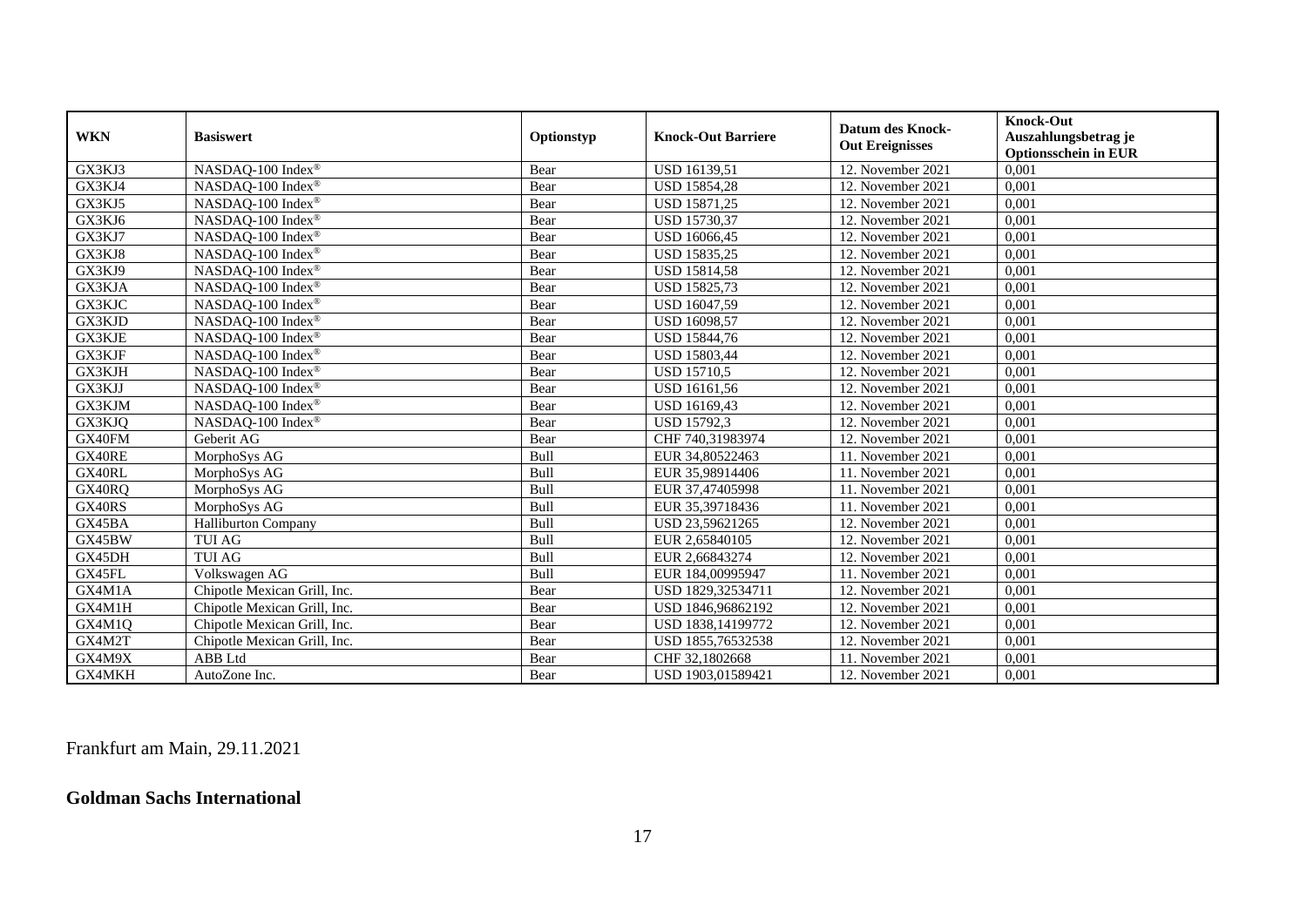| WKN | Basiswert | Optionstyp | Knock-Out Barriere | Datum des Knock-Out Ereignisses | Knock-Out Auszahlungsbetrag je Optionsschein in EUR |
|---|---|---|---|---|---|
| GX3KJ3 | NASDAQ-100 Index® | Bear | USD 16139,51 | 12. November 2021 | 0,001 |
| GX3KJ4 | NASDAQ-100 Index® | Bear | USD 15854,28 | 12. November 2021 | 0,001 |
| GX3KJ5 | NASDAQ-100 Index® | Bear | USD 15871,25 | 12. November 2021 | 0,001 |
| GX3KJ6 | NASDAQ-100 Index® | Bear | USD 15730,37 | 12. November 2021 | 0,001 |
| GX3KJ7 | NASDAQ-100 Index® | Bear | USD 16066,45 | 12. November 2021 | 0,001 |
| GX3KJ8 | NASDAQ-100 Index® | Bear | USD 15835,25 | 12. November 2021 | 0,001 |
| GX3KJ9 | NASDAQ-100 Index® | Bear | USD 15814,58 | 12. November 2021 | 0,001 |
| GX3KJA | NASDAQ-100 Index® | Bear | USD 15825,73 | 12. November 2021 | 0,001 |
| GX3KJC | NASDAQ-100 Index® | Bear | USD 16047,59 | 12. November 2021 | 0,001 |
| GX3KJD | NASDAQ-100 Index® | Bear | USD 16098,57 | 12. November 2021 | 0,001 |
| GX3KJE | NASDAQ-100 Index® | Bear | USD 15844,76 | 12. November 2021 | 0,001 |
| GX3KJF | NASDAQ-100 Index® | Bear | USD 15803,44 | 12. November 2021 | 0,001 |
| GX3KJH | NASDAQ-100 Index® | Bear | USD 15710,5 | 12. November 2021 | 0,001 |
| GX3KJJ | NASDAQ-100 Index® | Bear | USD 16161,56 | 12. November 2021 | 0,001 |
| GX3KJM | NASDAQ-100 Index® | Bear | USD 16169,43 | 12. November 2021 | 0,001 |
| GX3KJQ | NASDAQ-100 Index® | Bear | USD 15792,3 | 12. November 2021 | 0,001 |
| GX40FM | Geberit AG | Bear | CHF 740,31983974 | 12. November 2021 | 0,001 |
| GX40RE | MorphoSys AG | Bull | EUR 34,80522463 | 11. November 2021 | 0,001 |
| GX40RL | MorphoSys AG | Bull | EUR 35,98914406 | 11. November 2021 | 0,001 |
| GX40RQ | MorphoSys AG | Bull | EUR 37,47405998 | 11. November 2021 | 0,001 |
| GX40RS | MorphoSys AG | Bull | EUR 35,39718436 | 11. November 2021 | 0,001 |
| GX45BA | Halliburton Company | Bull | USD 23,59621265 | 12. November 2021 | 0,001 |
| GX45BW | TUI AG | Bull | EUR 2,65840105 | 12. November 2021 | 0,001 |
| GX45DH | TUI AG | Bull | EUR 2,66843274 | 12. November 2021 | 0,001 |
| GX45FL | Volkswagen AG | Bull | EUR 184,00995947 | 11. November 2021 | 0,001 |
| GX4M1A | Chipotle Mexican Grill, Inc. | Bear | USD 1829,32534711 | 12. November 2021 | 0,001 |
| GX4M1H | Chipotle Mexican Grill, Inc. | Bear | USD 1846,96862192 | 12. November 2021 | 0,001 |
| GX4M1Q | Chipotle Mexican Grill, Inc. | Bear | USD 1838,14199772 | 12. November 2021 | 0,001 |
| GX4M2T | Chipotle Mexican Grill, Inc. | Bear | USD 1855,76532538 | 12. November 2021 | 0,001 |
| GX4M9X | ABB Ltd | Bear | CHF 32,1802668 | 11. November 2021 | 0,001 |
| GX4MKH | AutoZone Inc. | Bear | USD 1903,01589421 | 12. November 2021 | 0,001 |

Frankfurt am Main, 29.11.2021

**Goldman Sachs International**